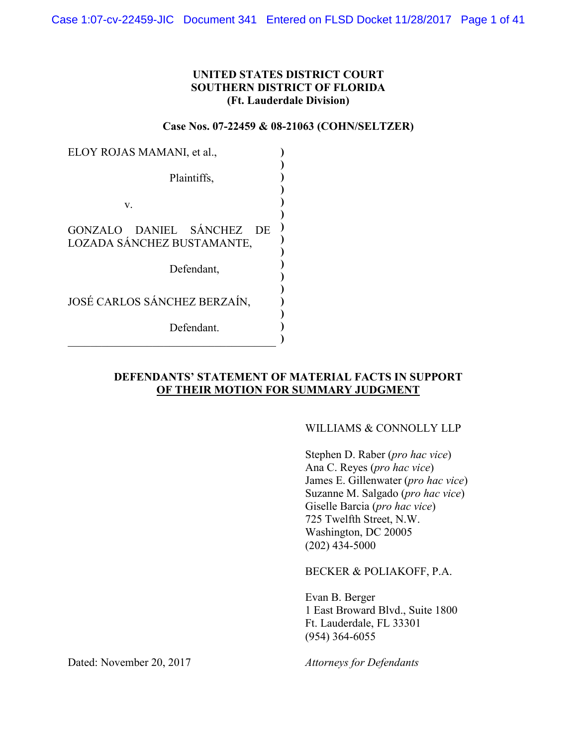**UNITED STATES DISTRICT COURT**
**SOUTHERN DISTRICT OF FLORIDA**
**(Ft. Lauderdale Division)**

**Case Nos. 07-22459 & 08-21063 (COHN/SELTZER)**

ELOY ROJAS MAMANI, et al.,

Plaintiffs,

v.

GONZALO DANIEL SÁNCHEZ DE LOZADA SÁNCHEZ BUSTAMANTE,

Defendant,

JOSÉ CARLOS SÁNCHEZ BERZAÍN,

Defendant.

**DEFENDANTS' STATEMENT OF MATERIAL FACTS IN SUPPORT OF THEIR MOTION FOR SUMMARY JUDGMENT**

WILLIAMS & CONNOLLY LLP

Stephen D. Raber (*pro hac vice*)
Ana C. Reyes (*pro hac vice*)
James E. Gillenwater (*pro hac vice*)
Suzanne M. Salgado (*pro hac vice*)
Giselle Barcia (*pro hac vice*)
725 Twelfth Street, N.W.
Washington, DC 20005
(202) 434-5000

BECKER & POLIAKOFF, P.A.

Evan B. Berger
1 East Broward Blvd., Suite 1800
Ft. Lauderdale, FL 33301
(954) 364-6055

Dated: November 20, 2017

*Attorneys for Defendants*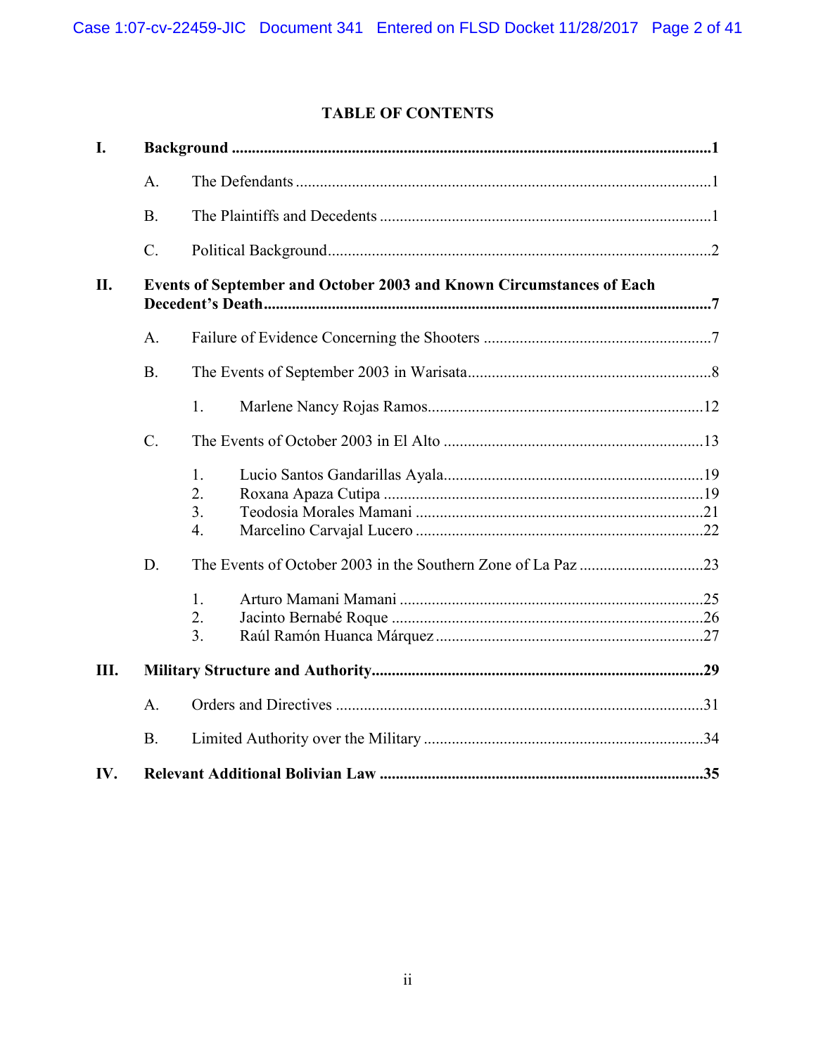# TABLE OF CONTENTS

**I. Background** ..... **1**

- A. The Defendants ..... 1
- B. The Plaintiffs and Decedents ..... 1
- C. Political Background ..... 2

**II. Events of September and October 2003 and Known Circumstances of Each Decedent's Death** ..... **7**

- A. Failure of Evidence Concerning the Shooters ..... 7
- B. The Events of September 2003 in Warisata ..... 8
  1. Marlene Nancy Rojas Ramos ..... 12
- C. The Events of October 2003 in El Alto ..... 13
  1. Lucio Santos Gandarillas Ayala ..... 19
  2. Roxana Apaza Cutipa ..... 19
  3. Teodosia Morales Mamani ..... 21
  4. Marcelino Carvajal Lucero ..... 22
- D. The Events of October 2003 in the Southern Zone of La Paz ..... 23
  1. Arturo Mamani Mamani ..... 25
  2. Jacinto Bernabé Roque ..... 26
  3. Raúl Ramón Huanca Márquez ..... 27

**III. Military Structure and Authority** ..... **29**

- A. Orders and Directives ..... 31
- B. Limited Authority over the Military ..... 34

**IV. Relevant Additional Bolivian Law** ..... **35**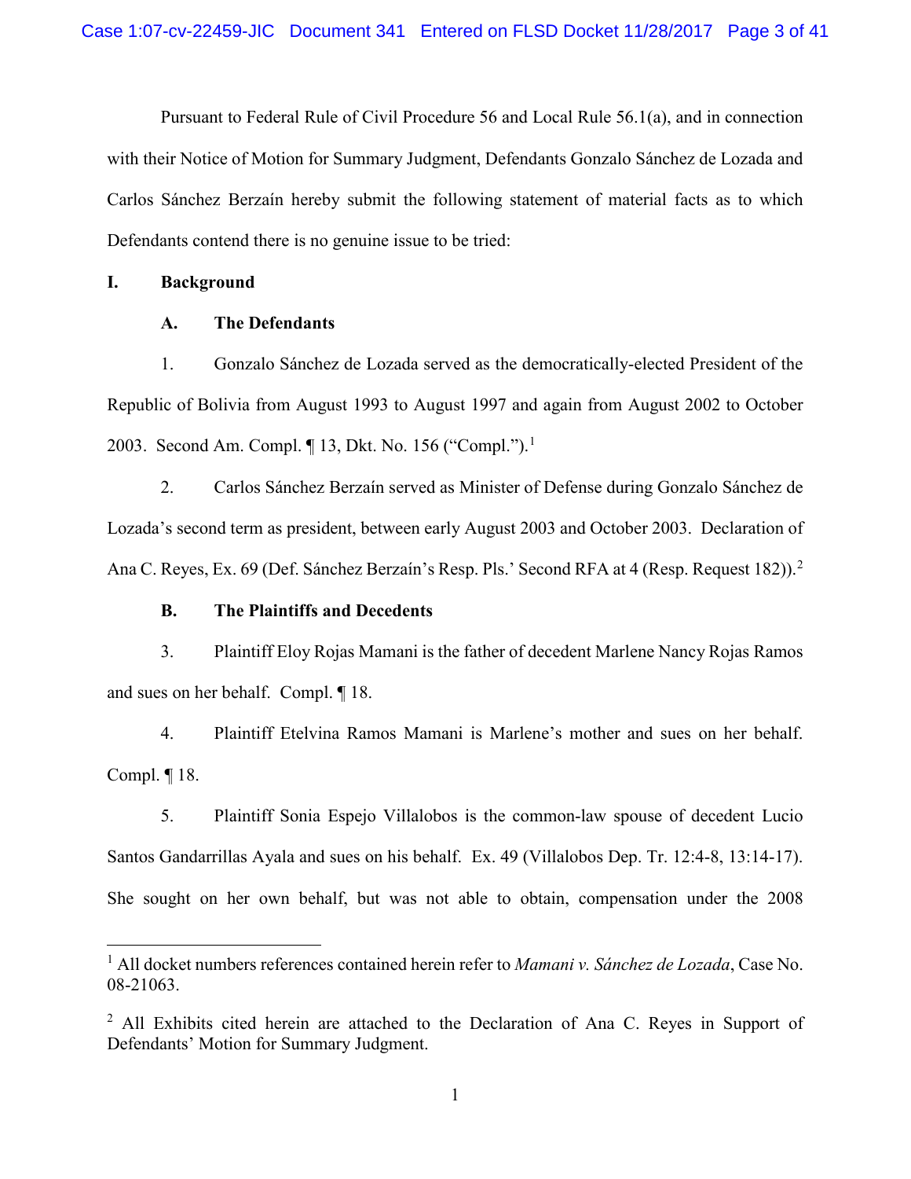Pursuant to Federal Rule of Civil Procedure 56 and Local Rule 56.1(a), and in connection with their Notice of Motion for Summary Judgment, Defendants Gonzalo Sánchez de Lozada and Carlos Sánchez Berzaín hereby submit the following statement of material facts as to which Defendants contend there is no genuine issue to be tried:

## I. Background

### A. The Defendants

1. Gonzalo Sánchez de Lozada served as the democratically-elected President of the Republic of Bolivia from August 1993 to August 1997 and again from August 2002 to October 2003. Second Am. Compl. ¶ 13, Dkt. No. 156 ("Compl.").[1]

2. Carlos Sánchez Berzaín served as Minister of Defense during Gonzalo Sánchez de Lozada's second term as president, between early August 2003 and October 2003. Declaration of Ana C. Reyes, Ex. 69 (Def. Sánchez Berzaín's Resp. Pls.' Second RFA at 4 (Resp. Request 182)).[2]

### B. The Plaintiffs and Decedents

3. Plaintiff Eloy Rojas Mamani is the father of decedent Marlene Nancy Rojas Ramos and sues on her behalf. Compl. ¶ 18.

4. Plaintiff Etelvina Ramos Mamani is Marlene's mother and sues on her behalf. Compl. ¶ 18.

5. Plaintiff Sonia Espejo Villalobos is the common-law spouse of decedent Lucio Santos Gandarrillas Ayala and sues on his behalf. Ex. 49 (Villalobos Dep. Tr. 12:4-8, 13:14-17). She sought on her own behalf, but was not able to obtain, compensation under the 2008

---

[1] All docket numbers references contained herein refer to *Mamani v. Sánchez de Lozada*, Case No. 08-21063.

[2] All Exhibits cited herein are attached to the Declaration of Ana C. Reyes in Support of Defendants' Motion for Summary Judgment.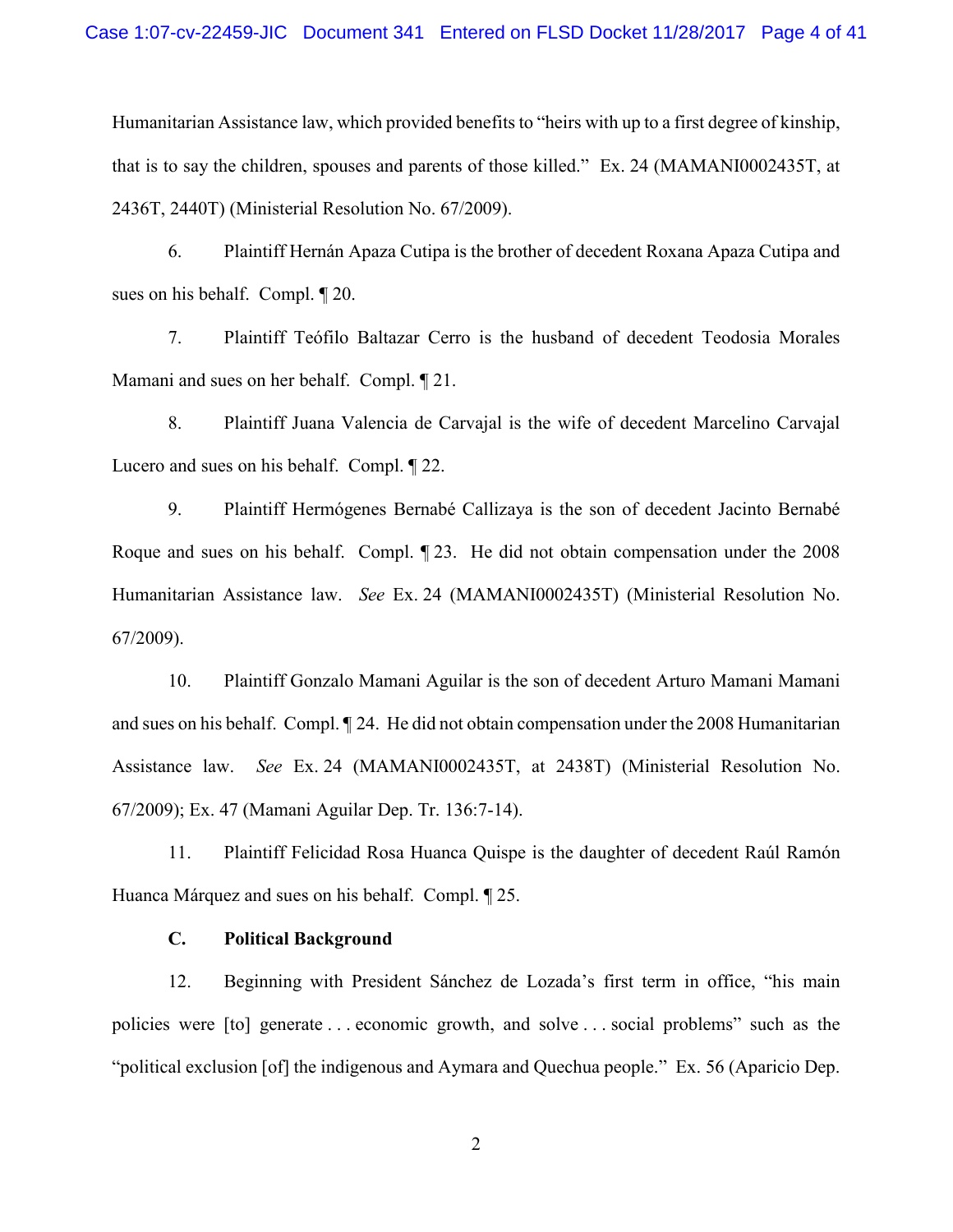Humanitarian Assistance law, which provided benefits to "heirs with up to a first degree of kinship, that is to say the children, spouses and parents of those killed." Ex. 24 (MAMANI0002435T, at 2436T, 2440T) (Ministerial Resolution No. 67/2009).

6. Plaintiff Hernán Apaza Cutipa is the brother of decedent Roxana Apaza Cutipa and sues on his behalf. Compl. ¶ 20.

7. Plaintiff Teófilo Baltazar Cerro is the husband of decedent Teodosia Morales Mamani and sues on her behalf. Compl. ¶ 21.

8. Plaintiff Juana Valencia de Carvajal is the wife of decedent Marcelino Carvajal Lucero and sues on his behalf. Compl. ¶ 22.

9. Plaintiff Hermógenes Bernabé Callizaya is the son of decedent Jacinto Bernabé Roque and sues on his behalf. Compl. ¶ 23. He did not obtain compensation under the 2008 Humanitarian Assistance law. *See* Ex. 24 (MAMANI0002435T) (Ministerial Resolution No. 67/2009).

10. Plaintiff Gonzalo Mamani Aguilar is the son of decedent Arturo Mamani Mamani and sues on his behalf. Compl. ¶ 24. He did not obtain compensation under the 2008 Humanitarian Assistance law. *See* Ex. 24 (MAMANI0002435T, at 2438T) (Ministerial Resolution No. 67/2009); Ex. 47 (Mamani Aguilar Dep. Tr. 136:7-14).

11. Plaintiff Felicidad Rosa Huanca Quispe is the daughter of decedent Raúl Ramón Huanca Márquez and sues on his behalf. Compl. ¶ 25.

### C. Political Background

12. Beginning with President Sánchez de Lozada's first term in office, "his main policies were [to] generate . . . economic growth, and solve . . . social problems" such as the "political exclusion [of] the indigenous and Aymara and Quechua people." Ex. 56 (Aparicio Dep.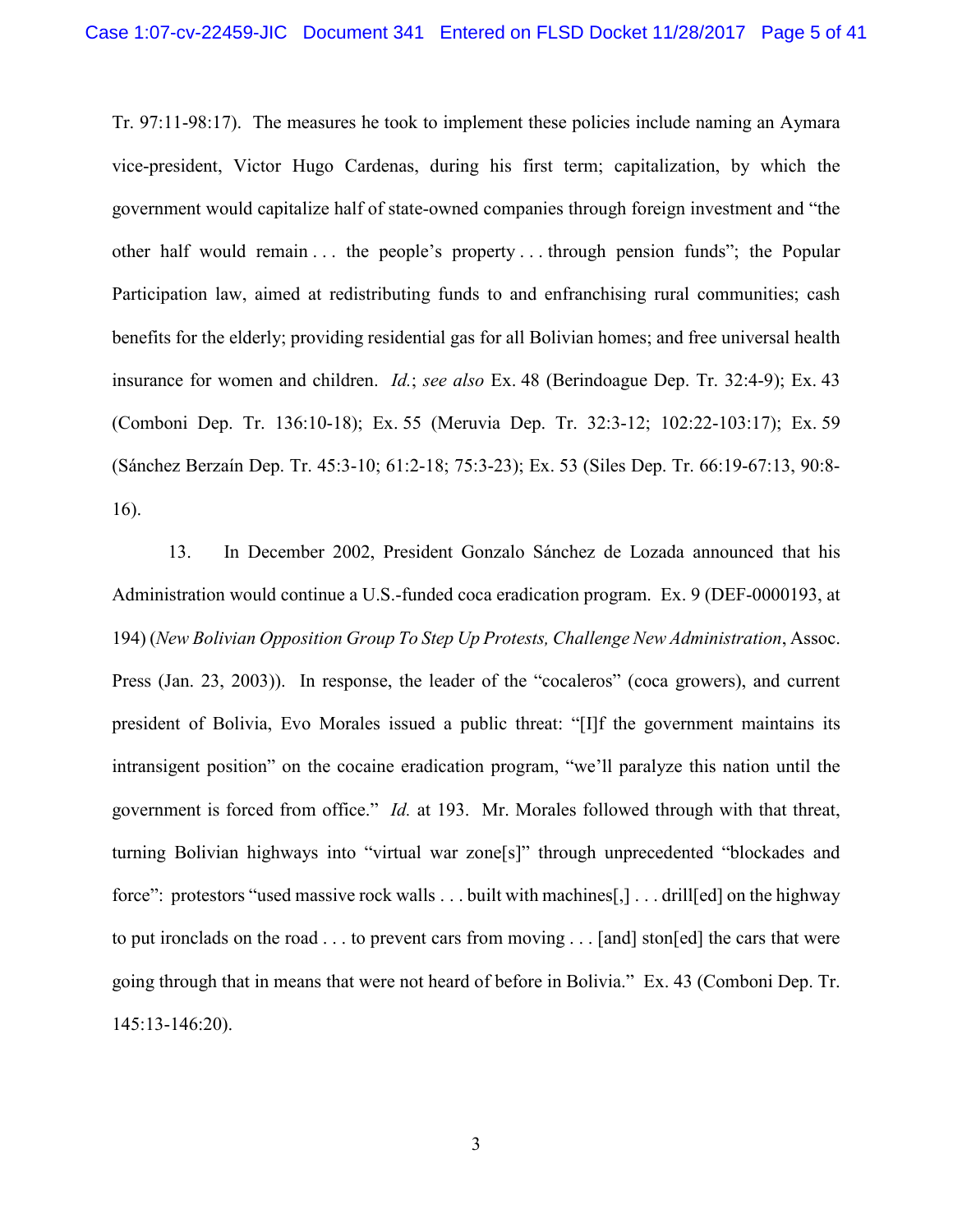Tr. 97:11-98:17). The measures he took to implement these policies include naming an Aymara vice-president, Victor Hugo Cardenas, during his first term; capitalization, by which the government would capitalize half of state-owned companies through foreign investment and "the other half would remain . . . the people's property . . . through pension funds"; the Popular Participation law, aimed at redistributing funds to and enfranchising rural communities; cash benefits for the elderly; providing residential gas for all Bolivian homes; and free universal health insurance for women and children. *Id.*; *see also* Ex. 48 (Berindoague Dep. Tr. 32:4-9); Ex. 43 (Comboni Dep. Tr. 136:10-18); Ex. 55 (Meruvia Dep. Tr. 32:3-12; 102:22-103:17); Ex. 59 (Sánchez Berzaín Dep. Tr. 45:3-10; 61:2-18; 75:3-23); Ex. 53 (Siles Dep. Tr. 66:19-67:13, 90:8-16).

13. In December 2002, President Gonzalo Sánchez de Lozada announced that his Administration would continue a U.S.-funded coca eradication program. Ex. 9 (DEF-0000193, at 194) (*New Bolivian Opposition Group To Step Up Protests, Challenge New Administration*, Assoc. Press (Jan. 23, 2003)). In response, the leader of the "cocaleros" (coca growers), and current president of Bolivia, Evo Morales issued a public threat: "[I]f the government maintains its intransigent position" on the cocaine eradication program, "we'll paralyze this nation until the government is forced from office." *Id.* at 193. Mr. Morales followed through with that threat, turning Bolivian highways into "virtual war zone[s]" through unprecedented "blockades and force": protestors "used massive rock walls . . . built with machines[,] . . . drill[ed] on the highway to put ironclads on the road . . . to prevent cars from moving . . . [and] ston[ed] the cars that were going through that in means that were not heard of before in Bolivia." Ex. 43 (Comboni Dep. Tr. 145:13-146:20).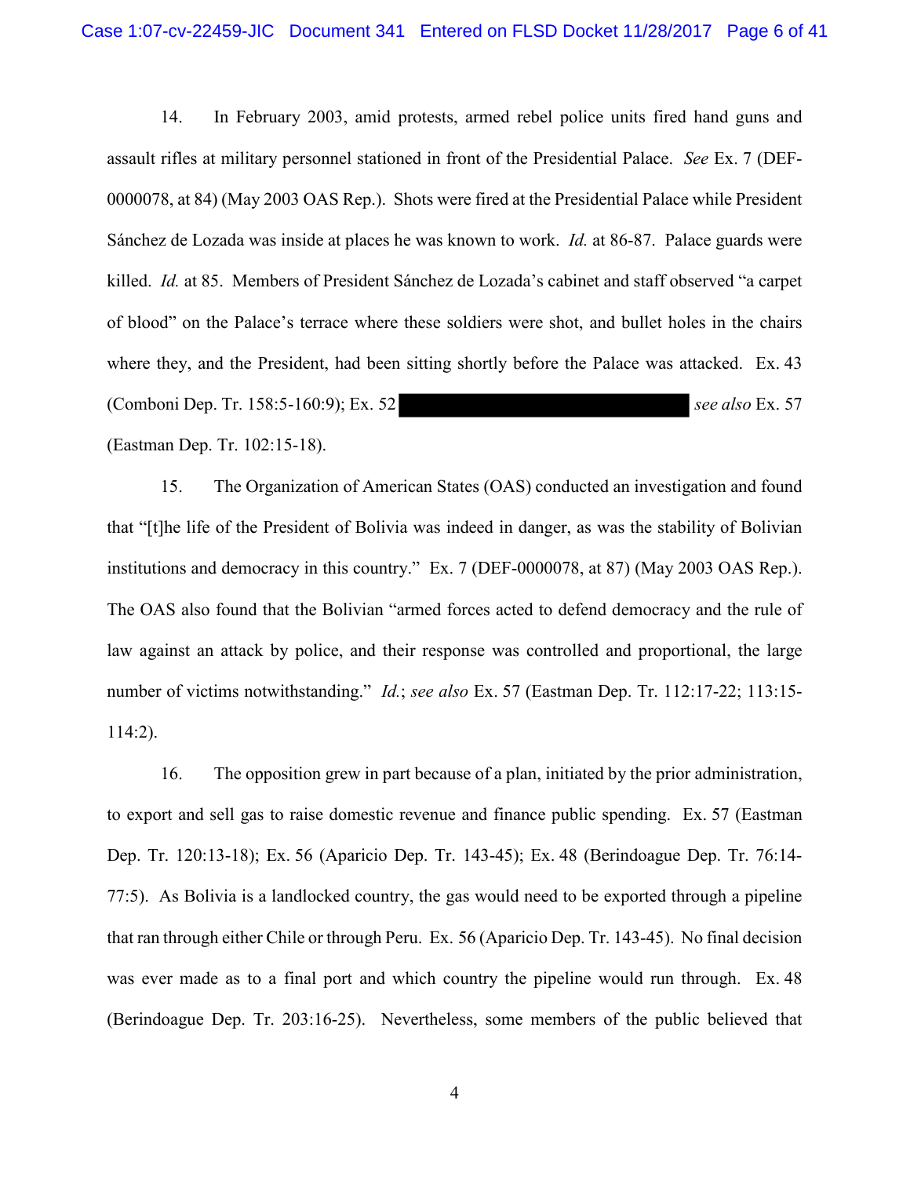14. In February 2003, amid protests, armed rebel police units fired hand guns and assault rifles at military personnel stationed in front of the Presidential Palace. *See* Ex. 7 (DEF-0000078, at 84) (May 2003 OAS Rep.). Shots were fired at the Presidential Palace while President Sánchez de Lozada was inside at places he was known to work. *Id.* at 86-87. Palace guards were killed. *Id.* at 85. Members of President Sánchez de Lozada's cabinet and staff observed "a carpet of blood" on the Palace's terrace where these soldiers were shot, and bullet holes in the chairs where they, and the President, had been sitting shortly before the Palace was attacked. Ex. 43 (Comboni Dep. Tr. 158:5-160:9); Ex. 52 [REDACTED] *see also* Ex. 57 (Eastman Dep. Tr. 102:15-18).

15. The Organization of American States (OAS) conducted an investigation and found that "[t]he life of the President of Bolivia was indeed in danger, as was the stability of Bolivian institutions and democracy in this country." Ex. 7 (DEF-0000078, at 87) (May 2003 OAS Rep.). The OAS also found that the Bolivian "armed forces acted to defend democracy and the rule of law against an attack by police, and their response was controlled and proportional, the large number of victims notwithstanding." *Id.*; *see also* Ex. 57 (Eastman Dep. Tr. 112:17-22; 113:15-114:2).

16. The opposition grew in part because of a plan, initiated by the prior administration, to export and sell gas to raise domestic revenue and finance public spending. Ex. 57 (Eastman Dep. Tr. 120:13-18); Ex. 56 (Aparicio Dep. Tr. 143-45); Ex. 48 (Berindoague Dep. Tr. 76:14-77:5). As Bolivia is a landlocked country, the gas would need to be exported through a pipeline that ran through either Chile or through Peru. Ex. 56 (Aparicio Dep. Tr. 143-45). No final decision was ever made as to a final port and which country the pipeline would run through. Ex. 48 (Berindoague Dep. Tr. 203:16-25). Nevertheless, some members of the public believed that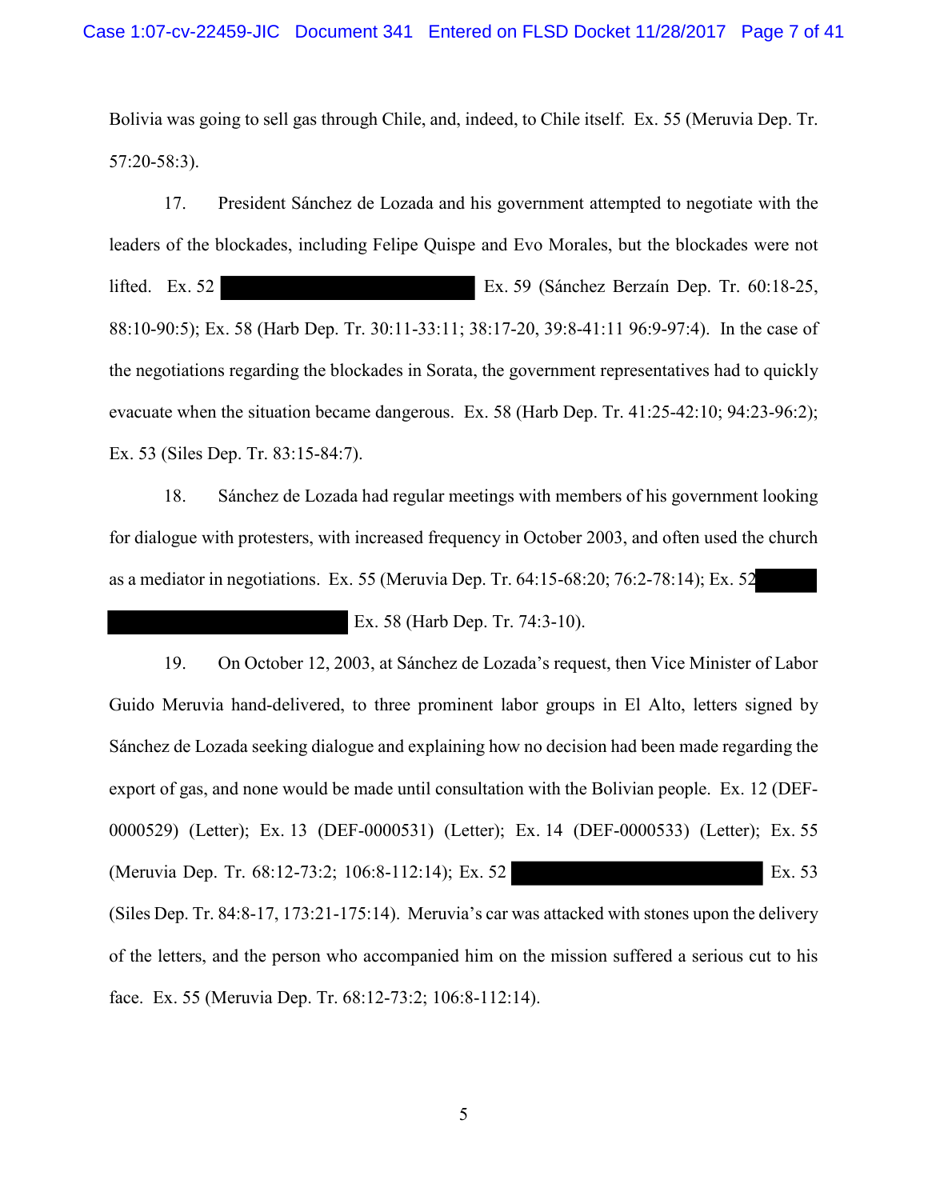Bolivia was going to sell gas through Chile, and, indeed, to Chile itself. Ex. 55 (Meruvia Dep. Tr. 57:20-58:3).

17. President Sánchez de Lozada and his government attempted to negotiate with the leaders of the blockades, including Felipe Quispe and Evo Morales, but the blockades were not lifted. Ex. 52 ██████████████████ Ex. 59 (Sánchez Berzaín Dep. Tr. 60:18-25, 88:10-90:5); Ex. 58 (Harb Dep. Tr. 30:11-33:11; 38:17-20, 39:8-41:11 96:9-97:4). In the case of the negotiations regarding the blockades in Sorata, the government representatives had to quickly evacuate when the situation became dangerous. Ex. 58 (Harb Dep. Tr. 41:25-42:10; 94:23-96:2); Ex. 53 (Siles Dep. Tr. 83:15-84:7).

18. Sánchez de Lozada had regular meetings with members of his government looking for dialogue with protesters, with increased frequency in October 2003, and often used the church as a mediator in negotiations. Ex. 55 (Meruvia Dep. Tr. 64:15-68:20; 76:2-78:14); Ex. 52 ██████████████████ Ex. 58 (Harb Dep. Tr. 74:3-10).

19. On October 12, 2003, at Sánchez de Lozada's request, then Vice Minister of Labor Guido Meruvia hand-delivered, to three prominent labor groups in El Alto, letters signed by Sánchez de Lozada seeking dialogue and explaining how no decision had been made regarding the export of gas, and none would be made until consultation with the Bolivian people. Ex. 12 (DEF-0000529) (Letter); Ex. 13 (DEF-0000531) (Letter); Ex. 14 (DEF-0000533) (Letter); Ex. 55 (Meruvia Dep. Tr. 68:12-73:2; 106:8-112:14); Ex. 52 ██████████████████ Ex. 53 (Siles Dep. Tr. 84:8-17, 173:21-175:14). Meruvia's car was attacked with stones upon the delivery of the letters, and the person who accompanied him on the mission suffered a serious cut to his face. Ex. 55 (Meruvia Dep. Tr. 68:12-73:2; 106:8-112:14).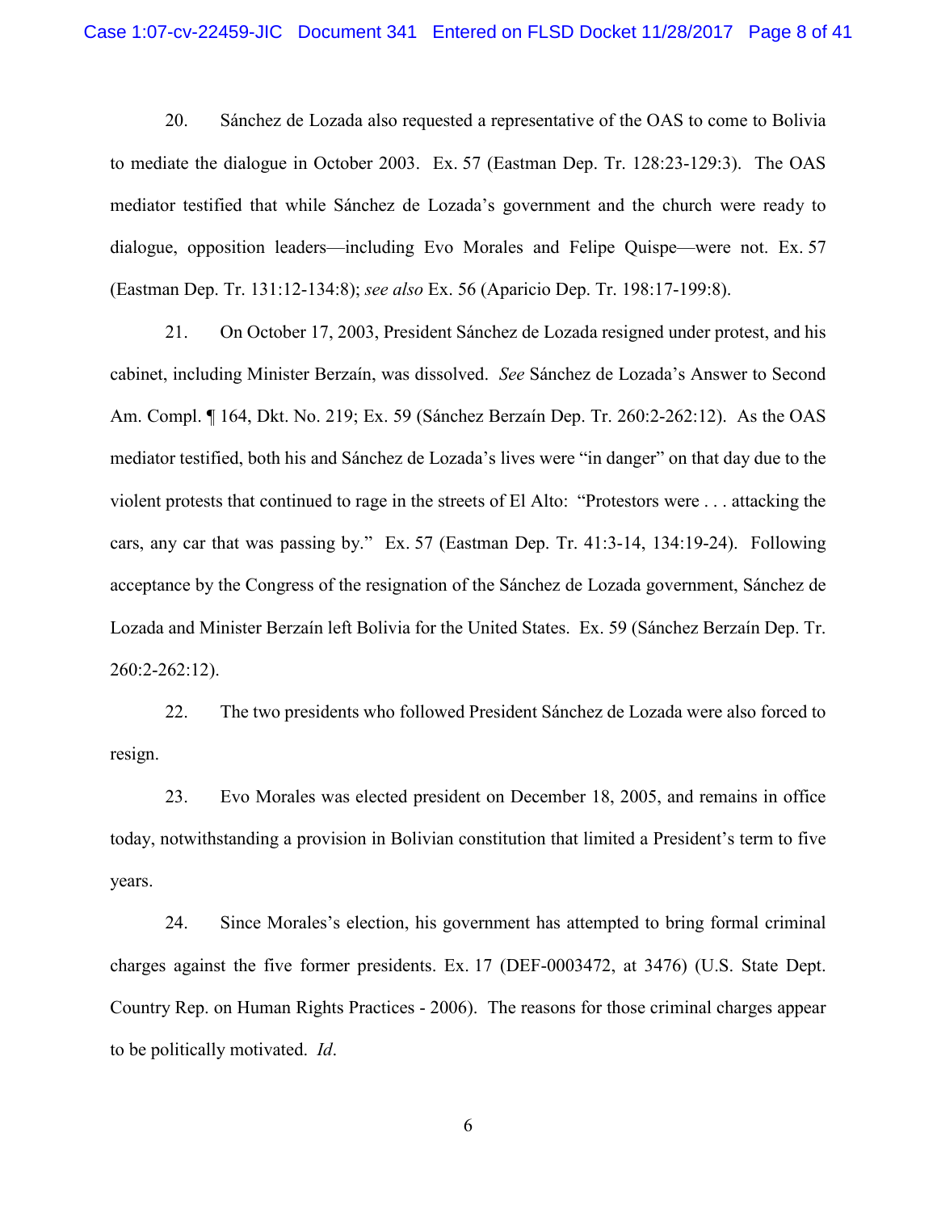20. Sánchez de Lozada also requested a representative of the OAS to come to Bolivia to mediate the dialogue in October 2003. Ex. 57 (Eastman Dep. Tr. 128:23-129:3). The OAS mediator testified that while Sánchez de Lozada's government and the church were ready to dialogue, opposition leaders—including Evo Morales and Felipe Quispe—were not. Ex. 57 (Eastman Dep. Tr. 131:12-134:8); *see also* Ex. 56 (Aparicio Dep. Tr. 198:17-199:8).

21. On October 17, 2003, President Sánchez de Lozada resigned under protest, and his cabinet, including Minister Berzaín, was dissolved. *See* Sánchez de Lozada's Answer to Second Am. Compl. ¶ 164, Dkt. No. 219; Ex. 59 (Sánchez Berzaín Dep. Tr. 260:2-262:12). As the OAS mediator testified, both his and Sánchez de Lozada's lives were "in danger" on that day due to the violent protests that continued to rage in the streets of El Alto: "Protestors were . . . attacking the cars, any car that was passing by." Ex. 57 (Eastman Dep. Tr. 41:3-14, 134:19-24). Following acceptance by the Congress of the resignation of the Sánchez de Lozada government, Sánchez de Lozada and Minister Berzaín left Bolivia for the United States. Ex. 59 (Sánchez Berzaín Dep. Tr. 260:2-262:12).

22. The two presidents who followed President Sánchez de Lozada were also forced to resign.

23. Evo Morales was elected president on December 18, 2005, and remains in office today, notwithstanding a provision in Bolivian constitution that limited a President's term to five years.

24. Since Morales's election, his government has attempted to bring formal criminal charges against the five former presidents. Ex. 17 (DEF-0003472, at 3476) (U.S. State Dept. Country Rep. on Human Rights Practices - 2006). The reasons for those criminal charges appear to be politically motivated. *Id*.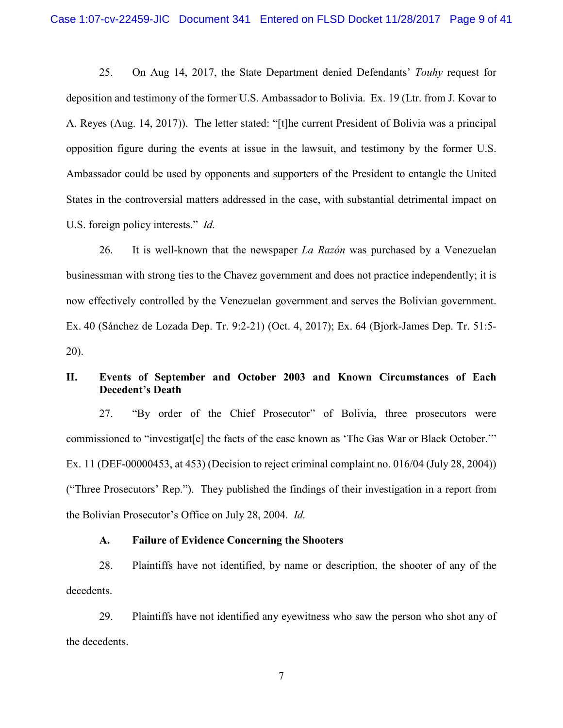25. On Aug 14, 2017, the State Department denied Defendants' *Touhy* request for deposition and testimony of the former U.S. Ambassador to Bolivia. Ex. 19 (Ltr. from J. Kovar to A. Reyes (Aug. 14, 2017)). The letter stated: "[t]he current President of Bolivia was a principal opposition figure during the events at issue in the lawsuit, and testimony by the former U.S. Ambassador could be used by opponents and supporters of the President to entangle the United States in the controversial matters addressed in the case, with substantial detrimental impact on U.S. foreign policy interests." *Id.*

26. It is well-known that the newspaper *La Razón* was purchased by a Venezuelan businessman with strong ties to the Chavez government and does not practice independently; it is now effectively controlled by the Venezuelan government and serves the Bolivian government. Ex. 40 (Sánchez de Lozada Dep. Tr. 9:2-21) (Oct. 4, 2017); Ex. 64 (Bjork-James Dep. Tr. 51:5-20).

## II. Events of September and October 2003 and Known Circumstances of Each Decedent's Death

27. "By order of the Chief Prosecutor" of Bolivia, three prosecutors were commissioned to "investigat[e] the facts of the case known as 'The Gas War or Black October.'" Ex. 11 (DEF-00000453, at 453) (Decision to reject criminal complaint no. 016/04 (July 28, 2004)) ("Three Prosecutors' Rep."). They published the findings of their investigation in a report from the Bolivian Prosecutor's Office on July 28, 2004. *Id.*

### A. Failure of Evidence Concerning the Shooters

28. Plaintiffs have not identified, by name or description, the shooter of any of the decedents.

29. Plaintiffs have not identified any eyewitness who saw the person who shot any of the decedents.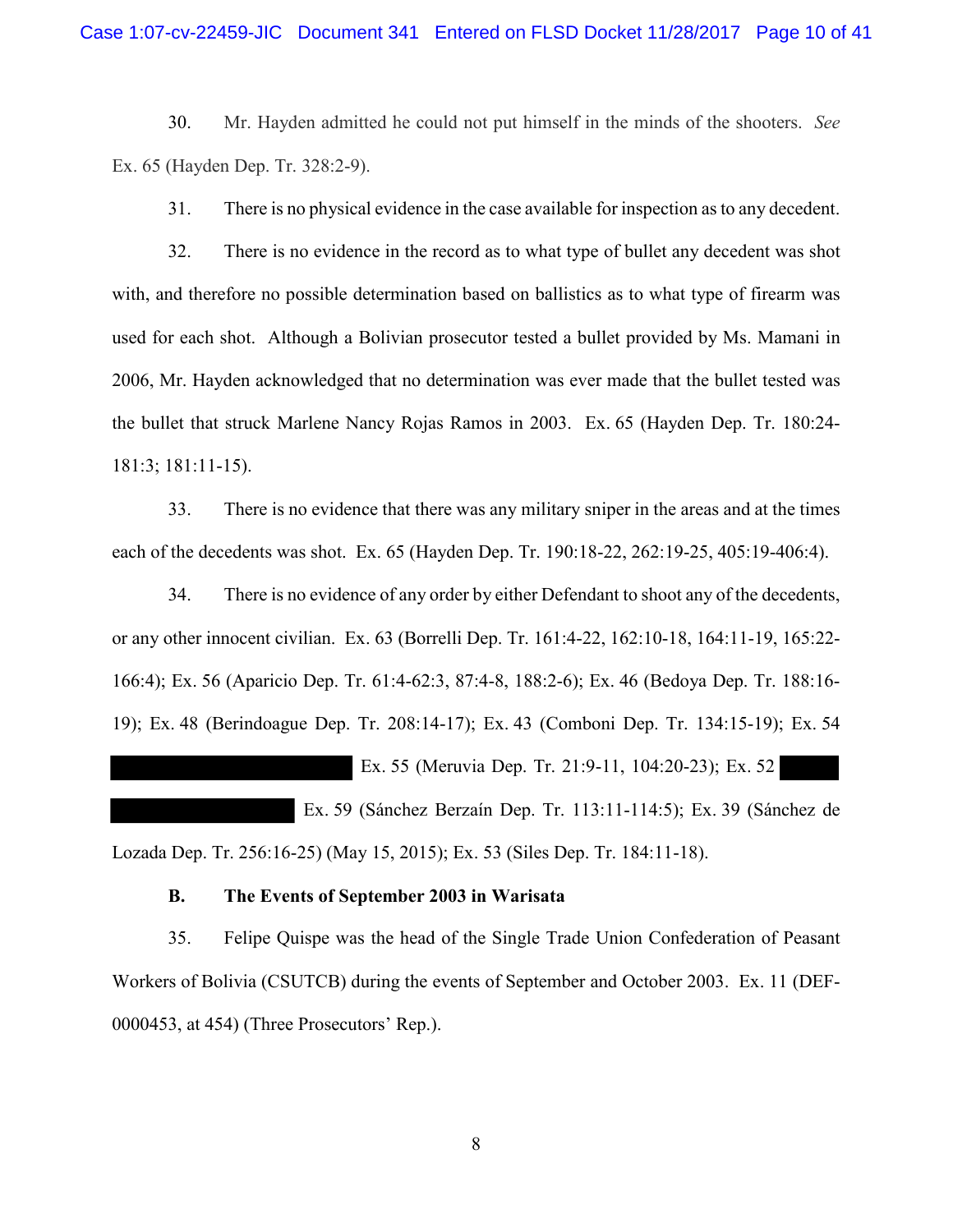30. Mr. Hayden admitted he could not put himself in the minds of the shooters. *See* Ex. 65 (Hayden Dep. Tr. 328:2-9).

31. There is no physical evidence in the case available for inspection as to any decedent.

32. There is no evidence in the record as to what type of bullet any decedent was shot with, and therefore no possible determination based on ballistics as to what type of firearm was used for each shot. Although a Bolivian prosecutor tested a bullet provided by Ms. Mamani in 2006, Mr. Hayden acknowledged that no determination was ever made that the bullet tested was the bullet that struck Marlene Nancy Rojas Ramos in 2003. Ex. 65 (Hayden Dep. Tr. 180:24-181:3; 181:11-15).

33. There is no evidence that there was any military sniper in the areas and at the times each of the decedents was shot. Ex. 65 (Hayden Dep. Tr. 190:18-22, 262:19-25, 405:19-406:4).

34. There is no evidence of any order by either Defendant to shoot any of the decedents, or any other innocent civilian. Ex. 63 (Borrelli Dep. Tr. 161:4-22, 162:10-18, 164:11-19, 165:22-166:4); Ex. 56 (Aparicio Dep. Tr. 61:4-62:3, 87:4-8, 188:2-6); Ex. 46 (Bedoya Dep. Tr. 188:16-19); Ex. 48 (Berindoague Dep. Tr. 208:14-17); Ex. 43 (Comboni Dep. Tr. 134:15-19); Ex. 54 [REDACTED] Ex. 55 (Meruvia Dep. Tr. 21:9-11, 104:20-23); Ex. 52 [REDACTED] Ex. 59 (Sánchez Berzaín Dep. Tr. 113:11-114:5); Ex. 39 (Sánchez de Lozada Dep. Tr. 256:16-25) (May 15, 2015); Ex. 53 (Siles Dep. Tr. 184:11-18).

### B. The Events of September 2003 in Warisata

35. Felipe Quispe was the head of the Single Trade Union Confederation of Peasant Workers of Bolivia (CSUTCB) during the events of September and October 2003. Ex. 11 (DEF-0000453, at 454) (Three Prosecutors' Rep.).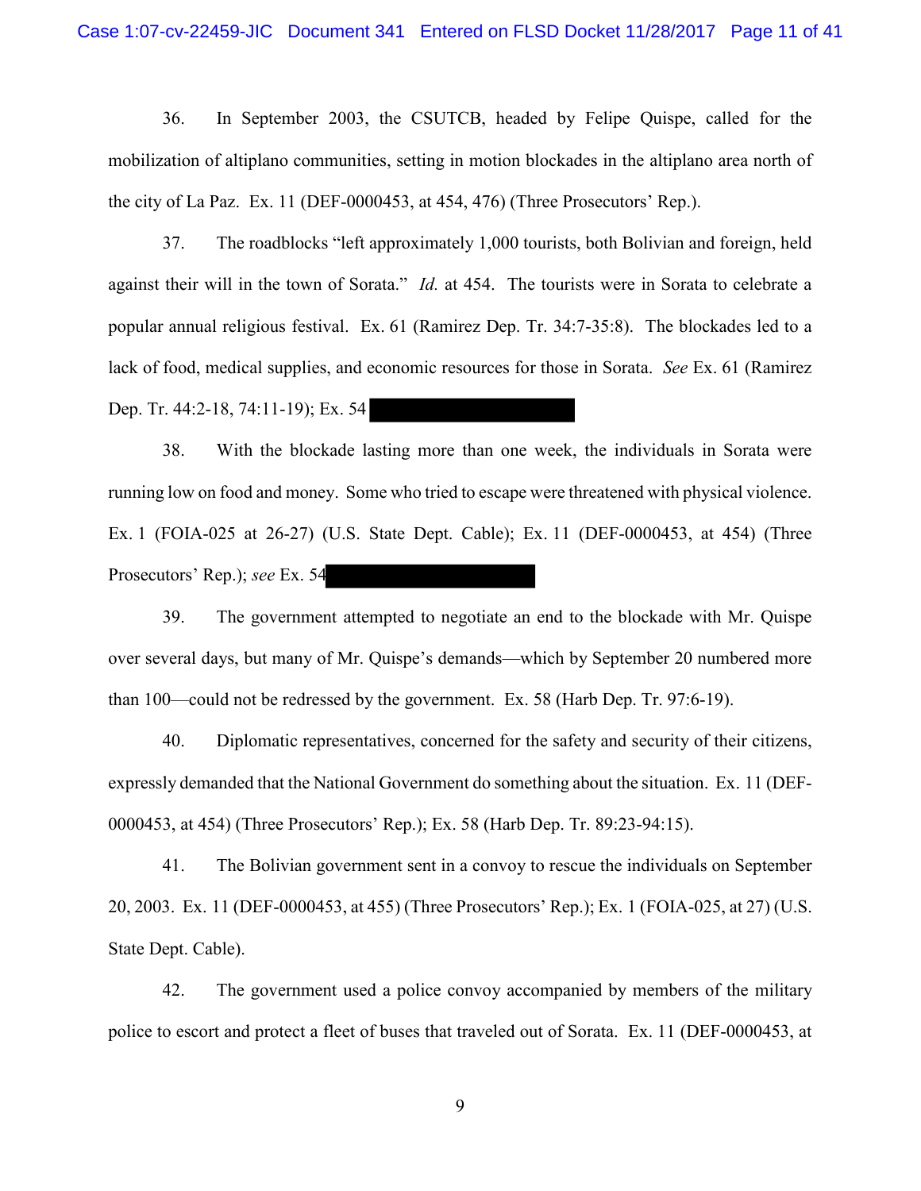36. In September 2003, the CSUTCB, headed by Felipe Quispe, called for the mobilization of altiplano communities, setting in motion blockades in the altiplano area north of the city of La Paz. Ex. 11 (DEF-0000453, at 454, 476) (Three Prosecutors' Rep.).

37. The roadblocks "left approximately 1,000 tourists, both Bolivian and foreign, held against their will in the town of Sorata." *Id.* at 454. The tourists were in Sorata to celebrate a popular annual religious festival. Ex. 61 (Ramirez Dep. Tr. 34:7-35:8). The blockades led to a lack of food, medical supplies, and economic resources for those in Sorata. *See* Ex. 61 (Ramirez Dep. Tr. 44:2-18, 74:11-19); Ex. 54

38. With the blockade lasting more than one week, the individuals in Sorata were running low on food and money. Some who tried to escape were threatened with physical violence. Ex. 1 (FOIA-025 at 26-27) (U.S. State Dept. Cable); Ex. 11 (DEF-0000453, at 454) (Three Prosecutors' Rep.); *see* Ex. 54

39. The government attempted to negotiate an end to the blockade with Mr. Quispe over several days, but many of Mr. Quispe's demands—which by September 20 numbered more than 100—could not be redressed by the government. Ex. 58 (Harb Dep. Tr. 97:6-19).

40. Diplomatic representatives, concerned for the safety and security of their citizens, expressly demanded that the National Government do something about the situation. Ex. 11 (DEF-0000453, at 454) (Three Prosecutors' Rep.); Ex. 58 (Harb Dep. Tr. 89:23-94:15).

41. The Bolivian government sent in a convoy to rescue the individuals on September 20, 2003. Ex. 11 (DEF-0000453, at 455) (Three Prosecutors' Rep.); Ex. 1 (FOIA-025, at 27) (U.S. State Dept. Cable).

42. The government used a police convoy accompanied by members of the military police to escort and protect a fleet of buses that traveled out of Sorata. Ex. 11 (DEF-0000453, at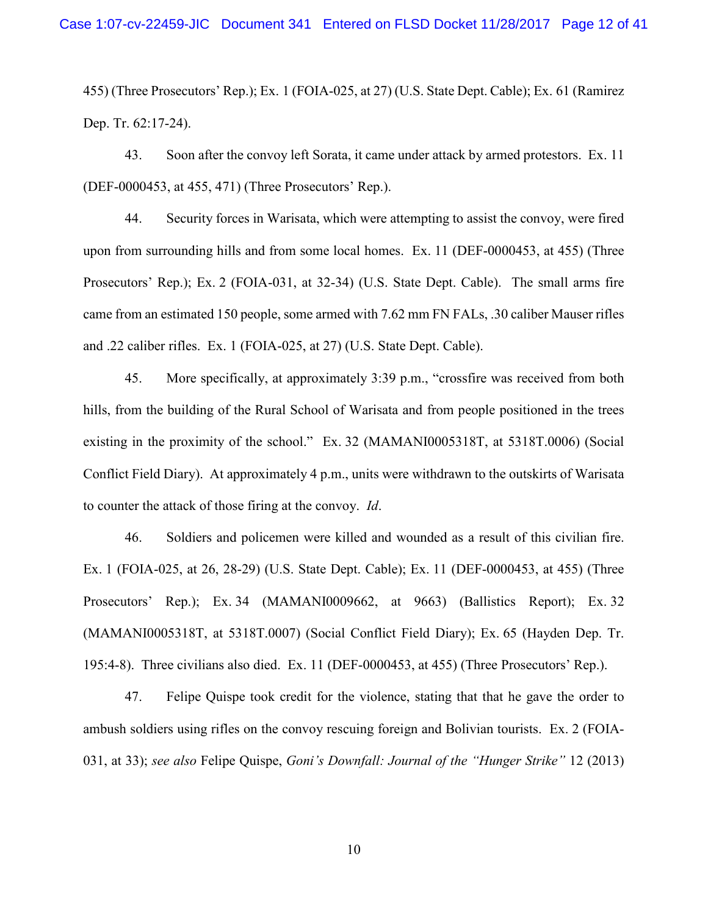455) (Three Prosecutors' Rep.); Ex. 1 (FOIA-025, at 27) (U.S. State Dept. Cable); Ex. 61 (Ramirez Dep. Tr. 62:17-24).

43. Soon after the convoy left Sorata, it came under attack by armed protestors. Ex. 11 (DEF-0000453, at 455, 471) (Three Prosecutors' Rep.).

44. Security forces in Warisata, which were attempting to assist the convoy, were fired upon from surrounding hills and from some local homes. Ex. 11 (DEF-0000453, at 455) (Three Prosecutors' Rep.); Ex. 2 (FOIA-031, at 32-34) (U.S. State Dept. Cable). The small arms fire came from an estimated 150 people, some armed with 7.62 mm FN FALs, .30 caliber Mauser rifles and .22 caliber rifles. Ex. 1 (FOIA-025, at 27) (U.S. State Dept. Cable).

45. More specifically, at approximately 3:39 p.m., "crossfire was received from both hills, from the building of the Rural School of Warisata and from people positioned in the trees existing in the proximity of the school." Ex. 32 (MAMANI0005318T, at 5318T.0006) (Social Conflict Field Diary). At approximately 4 p.m., units were withdrawn to the outskirts of Warisata to counter the attack of those firing at the convoy. *Id*.

46. Soldiers and policemen were killed and wounded as a result of this civilian fire. Ex. 1 (FOIA-025, at 26, 28-29) (U.S. State Dept. Cable); Ex. 11 (DEF-0000453, at 455) (Three Prosecutors' Rep.); Ex. 34 (MAMANI0009662, at 9663) (Ballistics Report); Ex. 32 (MAMANI0005318T, at 5318T.0007) (Social Conflict Field Diary); Ex. 65 (Hayden Dep. Tr. 195:4-8). Three civilians also died. Ex. 11 (DEF-0000453, at 455) (Three Prosecutors' Rep.).

47. Felipe Quispe took credit for the violence, stating that that he gave the order to ambush soldiers using rifles on the convoy rescuing foreign and Bolivian tourists. Ex. 2 (FOIA-031, at 33); *see also* Felipe Quispe, *Goni's Downfall: Journal of the "Hunger Strike"* 12 (2013)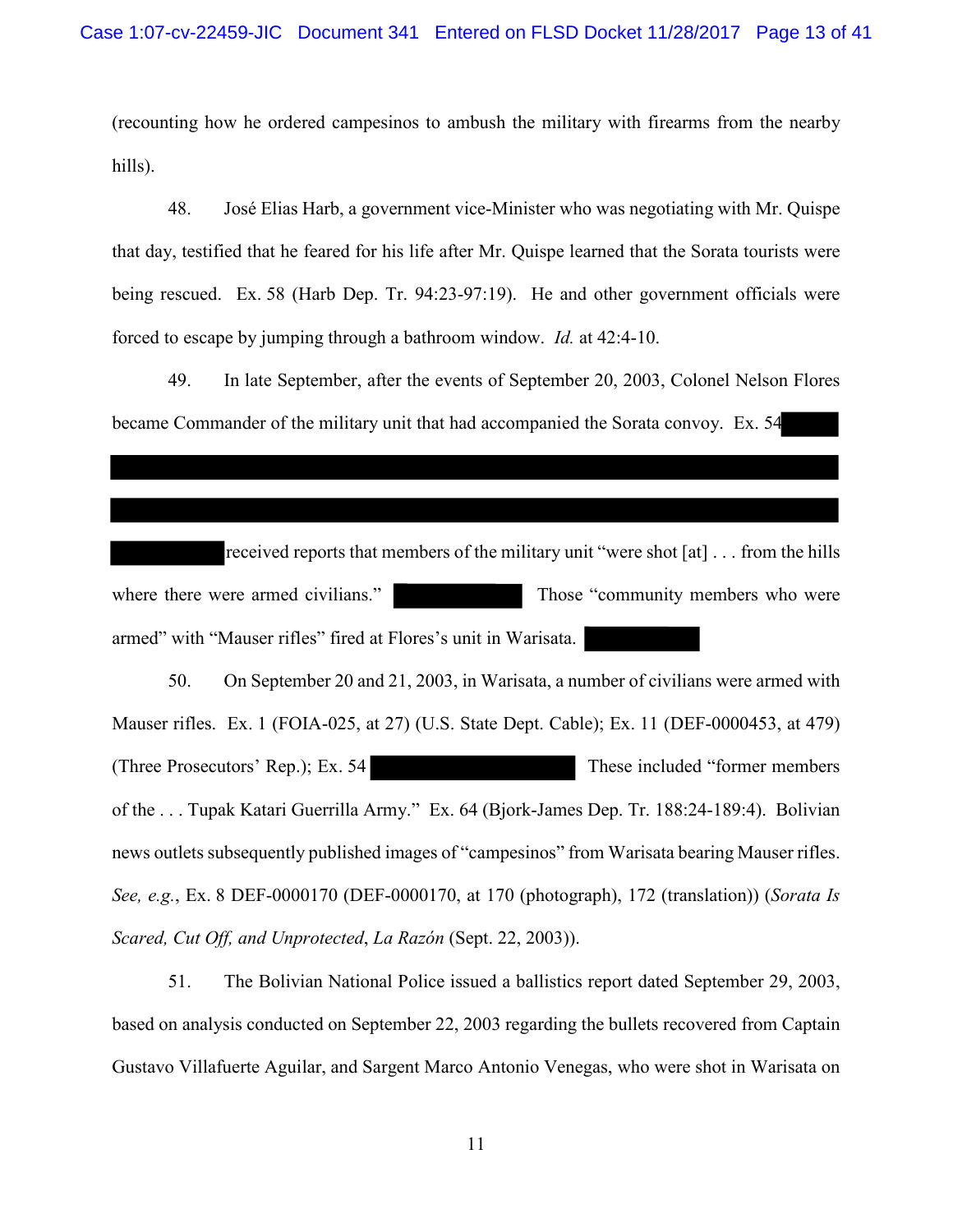(recounting how he ordered campesinos to ambush the military with firearms from the nearby hills).

48. José Elias Harb, a government vice-Minister who was negotiating with Mr. Quispe that day, testified that he feared for his life after Mr. Quispe learned that the Sorata tourists were being rescued. Ex. 58 (Harb Dep. Tr. 94:23-97:19). He and other government officials were forced to escape by jumping through a bathroom window. *Id.* at 42:4-10.

49. In late September, after the events of September 20, 2003, Colonel Nelson Flores became Commander of the military unit that had accompanied the Sorata convoy. Ex. 54 [REDACTED] received reports that members of the military unit "were shot [at] . . . from the hills where there were armed civilians." [REDACTED] Those "community members who were armed" with "Mauser rifles" fired at Flores's unit in Warisata. [REDACTED]

50. On September 20 and 21, 2003, in Warisata, a number of civilians were armed with Mauser rifles. Ex. 1 (FOIA-025, at 27) (U.S. State Dept. Cable); Ex. 11 (DEF-0000453, at 479) (Three Prosecutors' Rep.); Ex. 54 [REDACTED] These included "former members of the . . . Tupak Katari Guerrilla Army." Ex. 64 (Bjork-James Dep. Tr. 188:24-189:4). Bolivian news outlets subsequently published images of "campesinos" from Warisata bearing Mauser rifles. *See, e.g.*, Ex. 8 DEF-0000170 (DEF-0000170, at 170 (photograph), 172 (translation)) (*Sorata Is Scared, Cut Off, and Unprotected*, *La Razón* (Sept. 22, 2003)).

51. The Bolivian National Police issued a ballistics report dated September 29, 2003, based on analysis conducted on September 22, 2003 regarding the bullets recovered from Captain Gustavo Villafuerte Aguilar, and Sargent Marco Antonio Venegas, who were shot in Warisata on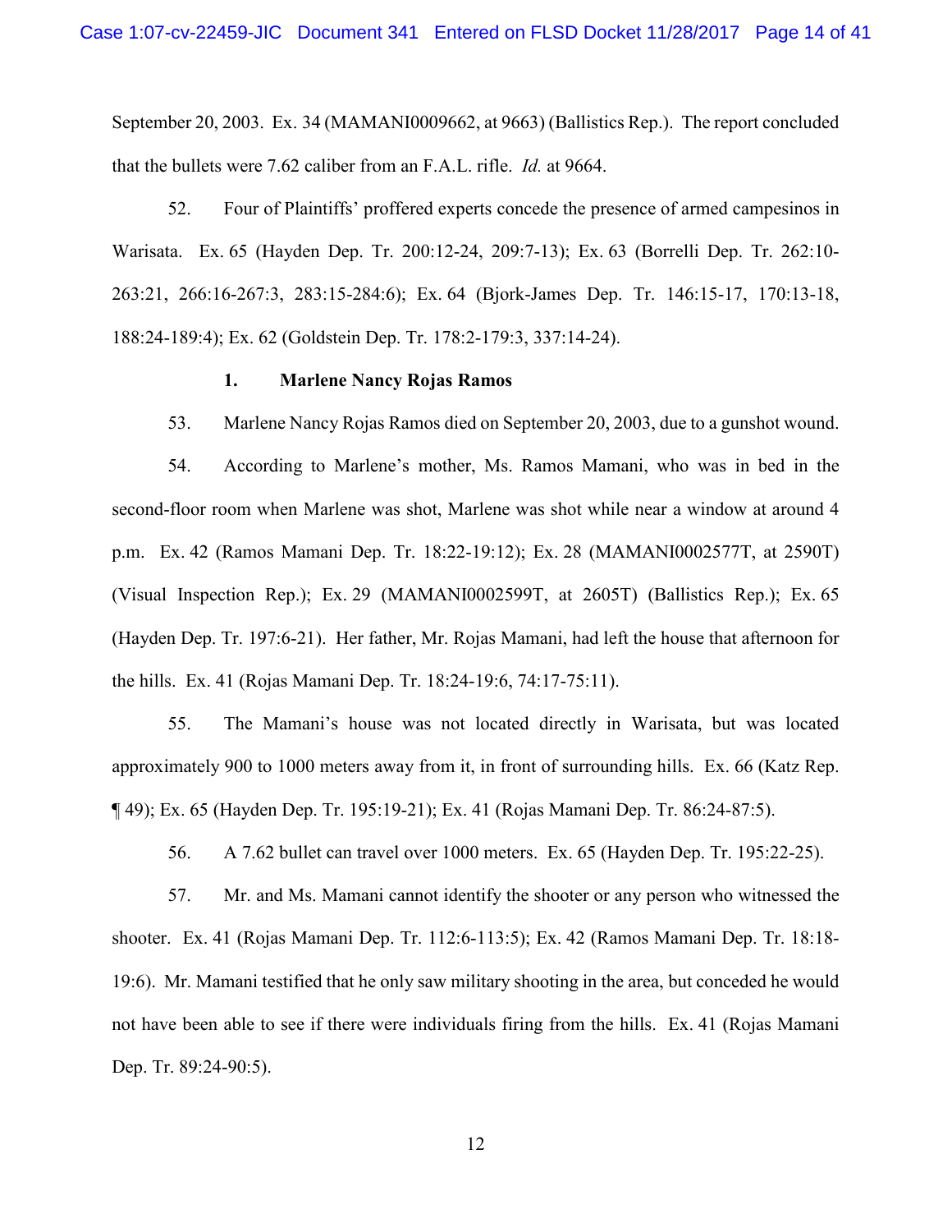September 20, 2003. Ex. 34 (MAMANI0009662, at 9663) (Ballistics Rep.). The report concluded that the bullets were 7.62 caliber from an F.A.L. rifle. *Id.* at 9664.

52. Four of Plaintiffs' proffered experts concede the presence of armed campesinos in Warisata. Ex. 65 (Hayden Dep. Tr. 200:12-24, 209:7-13); Ex. 63 (Borrelli Dep. Tr. 262:10-263:21, 266:16-267:3, 283:15-284:6); Ex. 64 (Bjork-James Dep. Tr. 146:15-17, 170:13-18, 188:24-189:4); Ex. 62 (Goldstein Dep. Tr. 178:2-179:3, 337:14-24).

**1. Marlene Nancy Rojas Ramos**

53. Marlene Nancy Rojas Ramos died on September 20, 2003, due to a gunshot wound.

54. According to Marlene's mother, Ms. Ramos Mamani, who was in bed in the second-floor room when Marlene was shot, Marlene was shot while near a window at around 4 p.m. Ex. 42 (Ramos Mamani Dep. Tr. 18:22-19:12); Ex. 28 (MAMANI0002577T, at 2590T) (Visual Inspection Rep.); Ex. 29 (MAMANI0002599T, at 2605T) (Ballistics Rep.); Ex. 65 (Hayden Dep. Tr. 197:6-21). Her father, Mr. Rojas Mamani, had left the house that afternoon for the hills. Ex. 41 (Rojas Mamani Dep. Tr. 18:24-19:6, 74:17-75:11).

55. The Mamani's house was not located directly in Warisata, but was located approximately 900 to 1000 meters away from it, in front of surrounding hills. Ex. 66 (Katz Rep. ¶ 49); Ex. 65 (Hayden Dep. Tr. 195:19-21); Ex. 41 (Rojas Mamani Dep. Tr. 86:24-87:5).

56. A 7.62 bullet can travel over 1000 meters. Ex. 65 (Hayden Dep. Tr. 195:22-25).

57. Mr. and Ms. Mamani cannot identify the shooter or any person who witnessed the shooter. Ex. 41 (Rojas Mamani Dep. Tr. 112:6-113:5); Ex. 42 (Ramos Mamani Dep. Tr. 18:18-19:6). Mr. Mamani testified that he only saw military shooting in the area, but conceded he would not have been able to see if there were individuals firing from the hills. Ex. 41 (Rojas Mamani Dep. Tr. 89:24-90:5).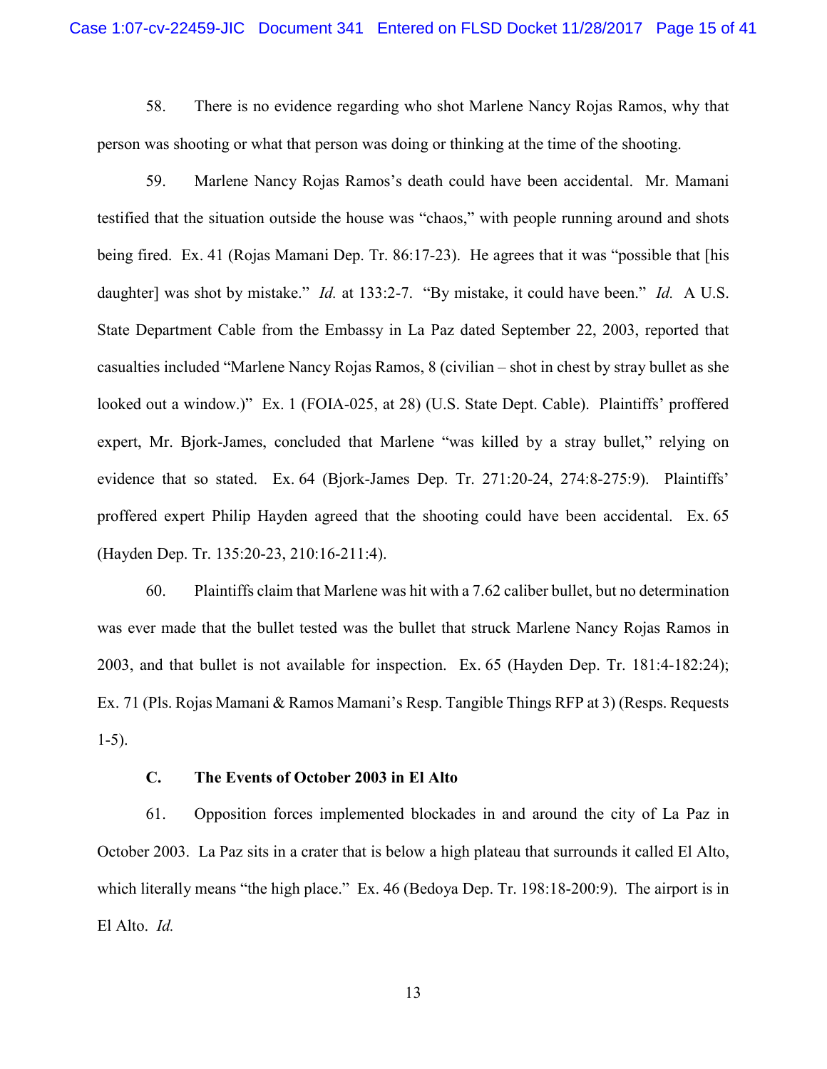58. There is no evidence regarding who shot Marlene Nancy Rojas Ramos, why that person was shooting or what that person was doing or thinking at the time of the shooting.

59. Marlene Nancy Rojas Ramos's death could have been accidental. Mr. Mamani testified that the situation outside the house was "chaos," with people running around and shots being fired. Ex. 41 (Rojas Mamani Dep. Tr. 86:17-23). He agrees that it was "possible that [his daughter] was shot by mistake." *Id.* at 133:2-7. "By mistake, it could have been." *Id.* A U.S. State Department Cable from the Embassy in La Paz dated September 22, 2003, reported that casualties included "Marlene Nancy Rojas Ramos, 8 (civilian – shot in chest by stray bullet as she looked out a window.)" Ex. 1 (FOIA-025, at 28) (U.S. State Dept. Cable). Plaintiffs' proffered expert, Mr. Bjork-James, concluded that Marlene "was killed by a stray bullet," relying on evidence that so stated. Ex. 64 (Bjork-James Dep. Tr. 271:20-24, 274:8-275:9). Plaintiffs' proffered expert Philip Hayden agreed that the shooting could have been accidental. Ex. 65 (Hayden Dep. Tr. 135:20-23, 210:16-211:4).

60. Plaintiffs claim that Marlene was hit with a 7.62 caliber bullet, but no determination was ever made that the bullet tested was the bullet that struck Marlene Nancy Rojas Ramos in 2003, and that bullet is not available for inspection. Ex. 65 (Hayden Dep. Tr. 181:4-182:24); Ex. 71 (Pls. Rojas Mamani & Ramos Mamani's Resp. Tangible Things RFP at 3) (Resps. Requests 1-5).

### C. The Events of October 2003 in El Alto

61. Opposition forces implemented blockades in and around the city of La Paz in October 2003. La Paz sits in a crater that is below a high plateau that surrounds it called El Alto, which literally means "the high place." Ex. 46 (Bedoya Dep. Tr. 198:18-200:9). The airport is in El Alto. *Id.*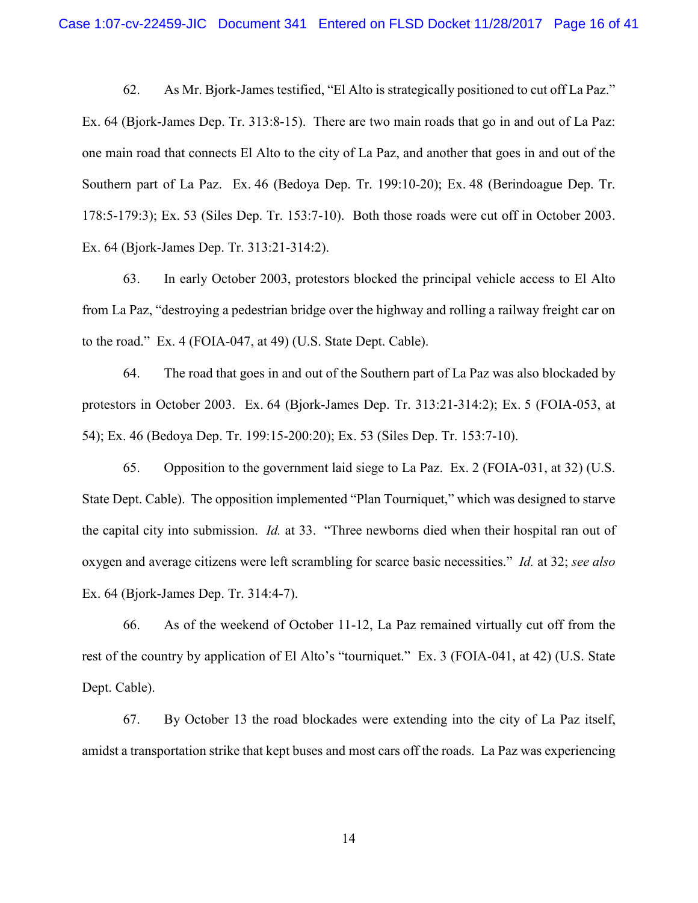62. As Mr. Bjork-James testified, "El Alto is strategically positioned to cut off La Paz." Ex. 64 (Bjork-James Dep. Tr. 313:8-15). There are two main roads that go in and out of La Paz: one main road that connects El Alto to the city of La Paz, and another that goes in and out of the Southern part of La Paz. Ex. 46 (Bedoya Dep. Tr. 199:10-20); Ex. 48 (Berindoague Dep. Tr. 178:5-179:3); Ex. 53 (Siles Dep. Tr. 153:7-10). Both those roads were cut off in October 2003. Ex. 64 (Bjork-James Dep. Tr. 313:21-314:2).

63. In early October 2003, protestors blocked the principal vehicle access to El Alto from La Paz, "destroying a pedestrian bridge over the highway and rolling a railway freight car on to the road." Ex. 4 (FOIA-047, at 49) (U.S. State Dept. Cable).

64. The road that goes in and out of the Southern part of La Paz was also blockaded by protestors in October 2003. Ex. 64 (Bjork-James Dep. Tr. 313:21-314:2); Ex. 5 (FOIA-053, at 54); Ex. 46 (Bedoya Dep. Tr. 199:15-200:20); Ex. 53 (Siles Dep. Tr. 153:7-10).

65. Opposition to the government laid siege to La Paz. Ex. 2 (FOIA-031, at 32) (U.S. State Dept. Cable). The opposition implemented "Plan Tourniquet," which was designed to starve the capital city into submission. *Id.* at 33. "Three newborns died when their hospital ran out of oxygen and average citizens were left scrambling for scarce basic necessities." *Id.* at 32; *see also* Ex. 64 (Bjork-James Dep. Tr. 314:4-7).

66. As of the weekend of October 11-12, La Paz remained virtually cut off from the rest of the country by application of El Alto's "tourniquet." Ex. 3 (FOIA-041, at 42) (U.S. State Dept. Cable).

67. By October 13 the road blockades were extending into the city of La Paz itself, amidst a transportation strike that kept buses and most cars off the roads. La Paz was experiencing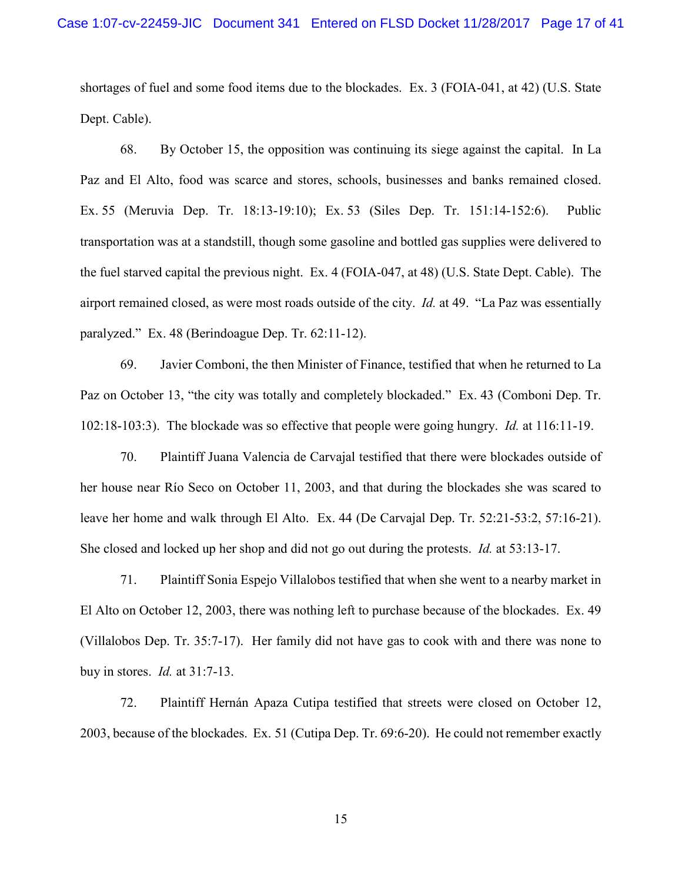shortages of fuel and some food items due to the blockades. Ex. 3 (FOIA-041, at 42) (U.S. State Dept. Cable).

68. By October 15, the opposition was continuing its siege against the capital. In La Paz and El Alto, food was scarce and stores, schools, businesses and banks remained closed. Ex. 55 (Meruvia Dep. Tr. 18:13-19:10); Ex. 53 (Siles Dep. Tr. 151:14-152:6). Public transportation was at a standstill, though some gasoline and bottled gas supplies were delivered to the fuel starved capital the previous night. Ex. 4 (FOIA-047, at 48) (U.S. State Dept. Cable). The airport remained closed, as were most roads outside of the city. *Id.* at 49. "La Paz was essentially paralyzed." Ex. 48 (Berindoague Dep. Tr. 62:11-12).

69. Javier Comboni, the then Minister of Finance, testified that when he returned to La Paz on October 13, "the city was totally and completely blockaded." Ex. 43 (Comboni Dep. Tr. 102:18-103:3). The blockade was so effective that people were going hungry. *Id.* at 116:11-19.

70. Plaintiff Juana Valencia de Carvajal testified that there were blockades outside of her house near Río Seco on October 11, 2003, and that during the blockades she was scared to leave her home and walk through El Alto. Ex. 44 (De Carvajal Dep. Tr. 52:21-53:2, 57:16-21). She closed and locked up her shop and did not go out during the protests. *Id.* at 53:13-17.

71. Plaintiff Sonia Espejo Villalobos testified that when she went to a nearby market in El Alto on October 12, 2003, there was nothing left to purchase because of the blockades. Ex. 49 (Villalobos Dep. Tr. 35:7-17). Her family did not have gas to cook with and there was none to buy in stores. *Id.* at 31:7-13.

72. Plaintiff Hernán Apaza Cutipa testified that streets were closed on October 12, 2003, because of the blockades. Ex. 51 (Cutipa Dep. Tr. 69:6-20). He could not remember exactly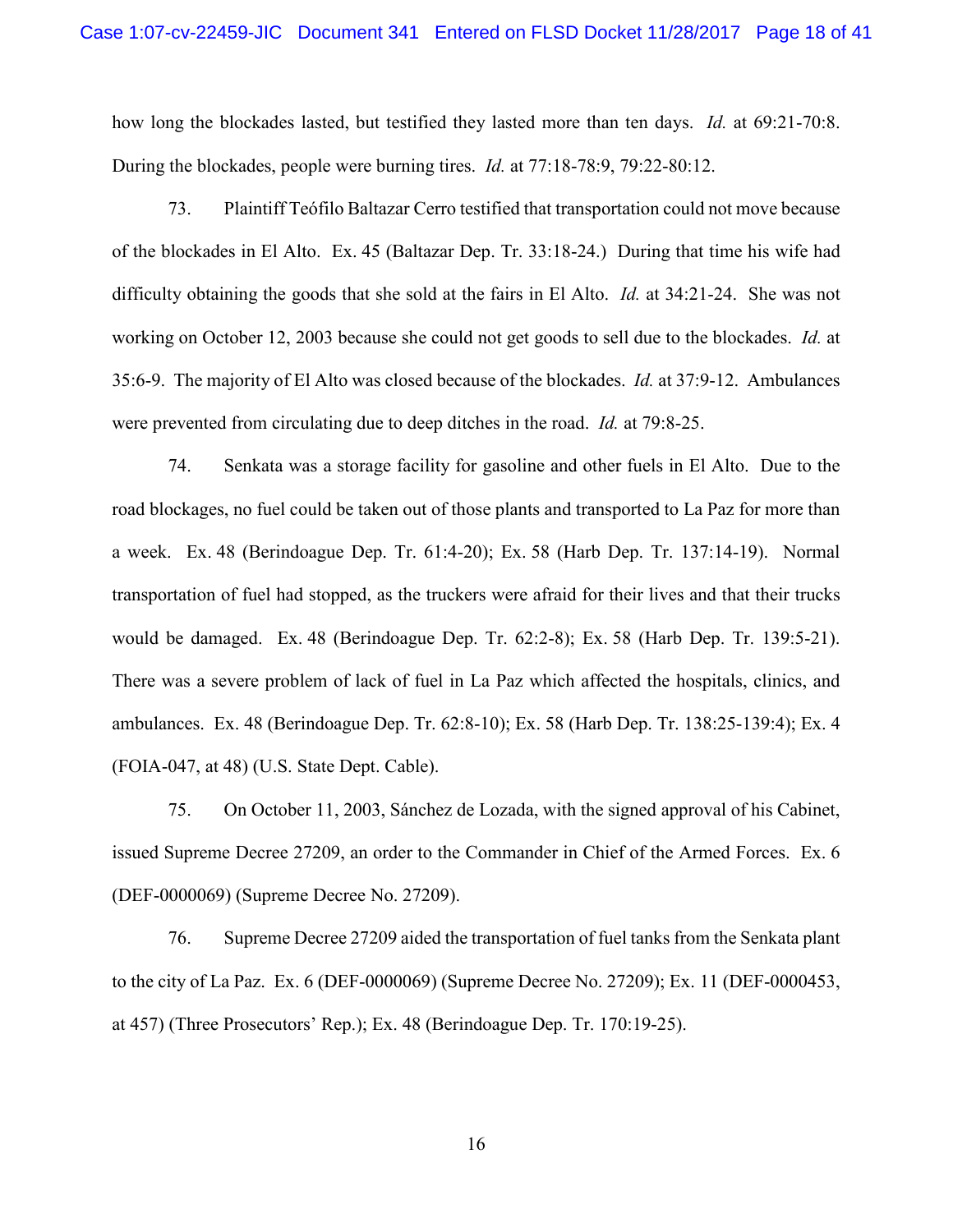how long the blockades lasted, but testified they lasted more than ten days. *Id.* at 69:21-70:8. During the blockades, people were burning tires. *Id.* at 77:18-78:9, 79:22-80:12.

73. Plaintiff Teófilo Baltazar Cerro testified that transportation could not move because of the blockades in El Alto. Ex. 45 (Baltazar Dep. Tr. 33:18-24.) During that time his wife had difficulty obtaining the goods that she sold at the fairs in El Alto. *Id.* at 34:21-24. She was not working on October 12, 2003 because she could not get goods to sell due to the blockades. *Id.* at 35:6-9. The majority of El Alto was closed because of the blockades. *Id.* at 37:9-12. Ambulances were prevented from circulating due to deep ditches in the road. *Id.* at 79:8-25.

74. Senkata was a storage facility for gasoline and other fuels in El Alto. Due to the road blockages, no fuel could be taken out of those plants and transported to La Paz for more than a week. Ex. 48 (Berindoague Dep. Tr. 61:4-20); Ex. 58 (Harb Dep. Tr. 137:14-19). Normal transportation of fuel had stopped, as the truckers were afraid for their lives and that their trucks would be damaged. Ex. 48 (Berindoague Dep. Tr. 62:2-8); Ex. 58 (Harb Dep. Tr. 139:5-21). There was a severe problem of lack of fuel in La Paz which affected the hospitals, clinics, and ambulances. Ex. 48 (Berindoague Dep. Tr. 62:8-10); Ex. 58 (Harb Dep. Tr. 138:25-139:4); Ex. 4 (FOIA-047, at 48) (U.S. State Dept. Cable).

75. On October 11, 2003, Sánchez de Lozada, with the signed approval of his Cabinet, issued Supreme Decree 27209, an order to the Commander in Chief of the Armed Forces. Ex. 6 (DEF-0000069) (Supreme Decree No. 27209).

76. Supreme Decree 27209 aided the transportation of fuel tanks from the Senkata plant to the city of La Paz. Ex. 6 (DEF-0000069) (Supreme Decree No. 27209); Ex. 11 (DEF-0000453, at 457) (Three Prosecutors' Rep.); Ex. 48 (Berindoague Dep. Tr. 170:19-25).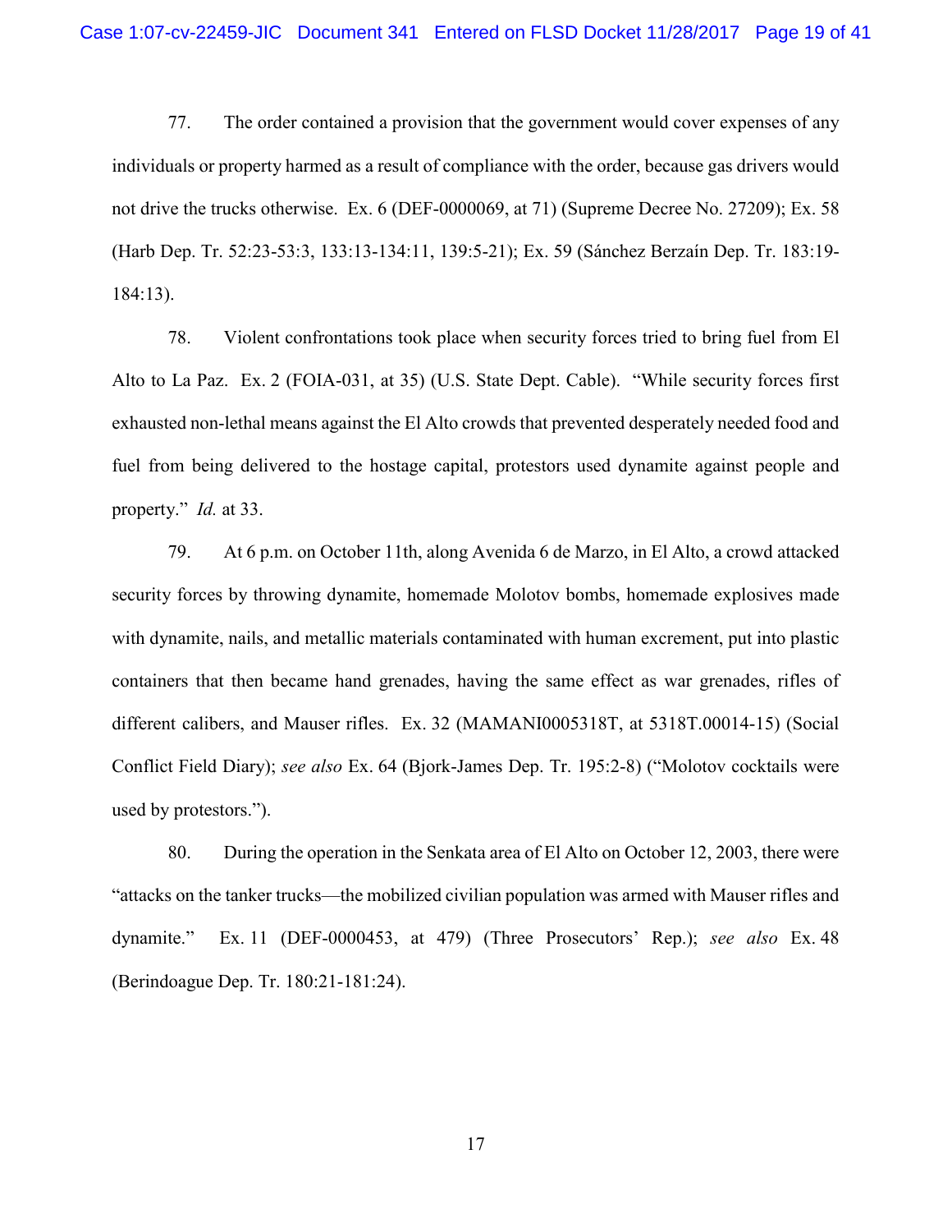77. The order contained a provision that the government would cover expenses of any individuals or property harmed as a result of compliance with the order, because gas drivers would not drive the trucks otherwise. Ex. 6 (DEF-0000069, at 71) (Supreme Decree No. 27209); Ex. 58 (Harb Dep. Tr. 52:23-53:3, 133:13-134:11, 139:5-21); Ex. 59 (Sánchez Berzaín Dep. Tr. 183:19-184:13).

78. Violent confrontations took place when security forces tried to bring fuel from El Alto to La Paz. Ex. 2 (FOIA-031, at 35) (U.S. State Dept. Cable). "While security forces first exhausted non-lethal means against the El Alto crowds that prevented desperately needed food and fuel from being delivered to the hostage capital, protestors used dynamite against people and property." *Id.* at 33.

79. At 6 p.m. on October 11th, along Avenida 6 de Marzo, in El Alto, a crowd attacked security forces by throwing dynamite, homemade Molotov bombs, homemade explosives made with dynamite, nails, and metallic materials contaminated with human excrement, put into plastic containers that then became hand grenades, having the same effect as war grenades, rifles of different calibers, and Mauser rifles. Ex. 32 (MAMANI0005318T, at 5318T.00014-15) (Social Conflict Field Diary); *see also* Ex. 64 (Bjork-James Dep. Tr. 195:2-8) ("Molotov cocktails were used by protestors.").

80. During the operation in the Senkata area of El Alto on October 12, 2003, there were "attacks on the tanker trucks—the mobilized civilian population was armed with Mauser rifles and dynamite." Ex. 11 (DEF-0000453, at 479) (Three Prosecutors' Rep.); *see also* Ex. 48 (Berindoague Dep. Tr. 180:21-181:24).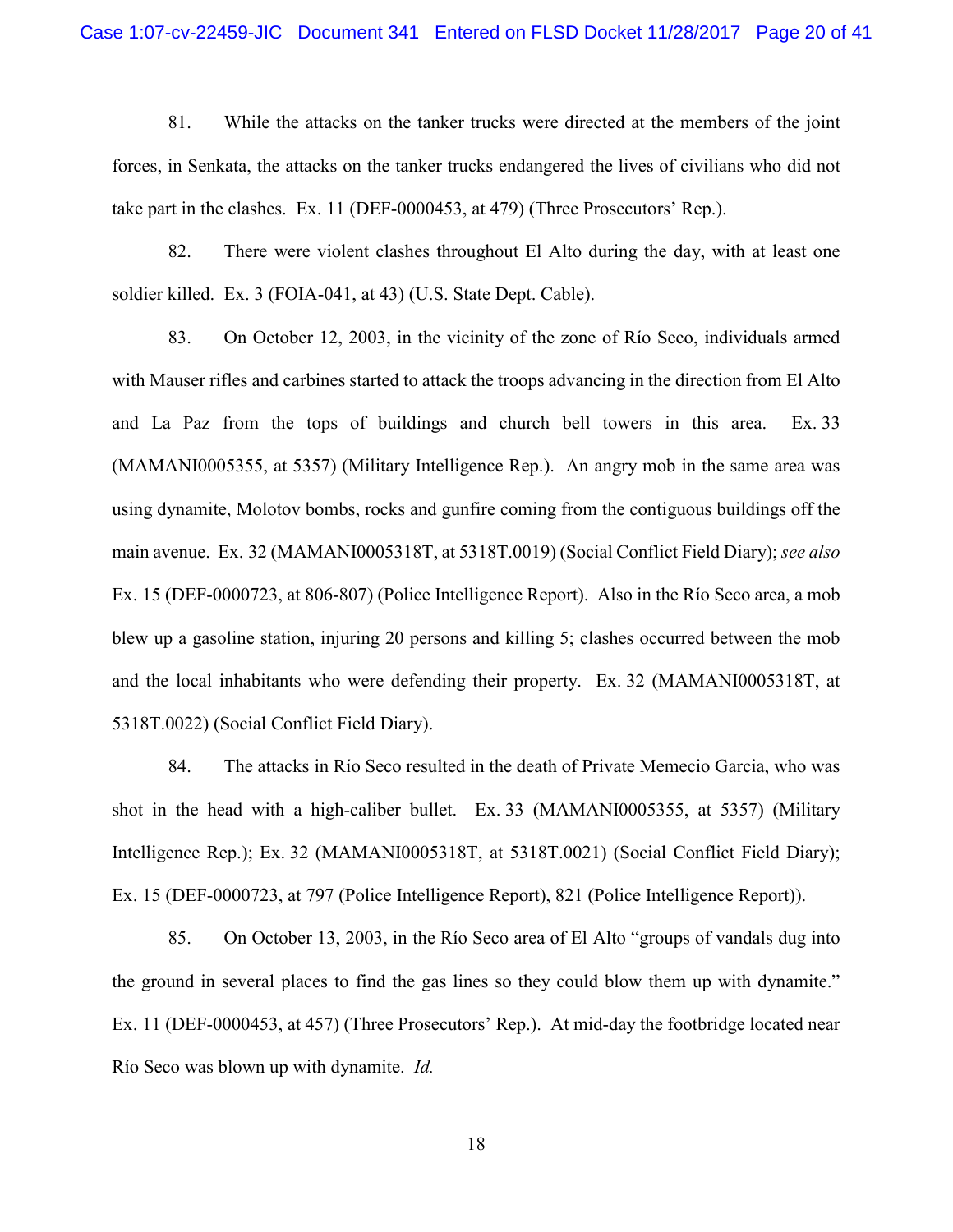81. While the attacks on the tanker trucks were directed at the members of the joint forces, in Senkata, the attacks on the tanker trucks endangered the lives of civilians who did not take part in the clashes. Ex. 11 (DEF-0000453, at 479) (Three Prosecutors' Rep.).

82. There were violent clashes throughout El Alto during the day, with at least one soldier killed. Ex. 3 (FOIA-041, at 43) (U.S. State Dept. Cable).

83. On October 12, 2003, in the vicinity of the zone of Río Seco, individuals armed with Mauser rifles and carbines started to attack the troops advancing in the direction from El Alto and La Paz from the tops of buildings and church bell towers in this area. Ex. 33 (MAMANI0005355, at 5357) (Military Intelligence Rep.). An angry mob in the same area was using dynamite, Molotov bombs, rocks and gunfire coming from the contiguous buildings off the main avenue. Ex. 32 (MAMANI0005318T, at 5318T.0019) (Social Conflict Field Diary); *see also* Ex. 15 (DEF-0000723, at 806-807) (Police Intelligence Report). Also in the Río Seco area, a mob blew up a gasoline station, injuring 20 persons and killing 5; clashes occurred between the mob and the local inhabitants who were defending their property. Ex. 32 (MAMANI0005318T, at 5318T.0022) (Social Conflict Field Diary).

84. The attacks in Río Seco resulted in the death of Private Memecio Garcia, who was shot in the head with a high-caliber bullet. Ex. 33 (MAMANI0005355, at 5357) (Military Intelligence Rep.); Ex. 32 (MAMANI0005318T, at 5318T.0021) (Social Conflict Field Diary); Ex. 15 (DEF-0000723, at 797 (Police Intelligence Report), 821 (Police Intelligence Report)).

85. On October 13, 2003, in the Río Seco area of El Alto "groups of vandals dug into the ground in several places to find the gas lines so they could blow them up with dynamite." Ex. 11 (DEF-0000453, at 457) (Three Prosecutors' Rep.). At mid-day the footbridge located near Río Seco was blown up with dynamite. *Id.*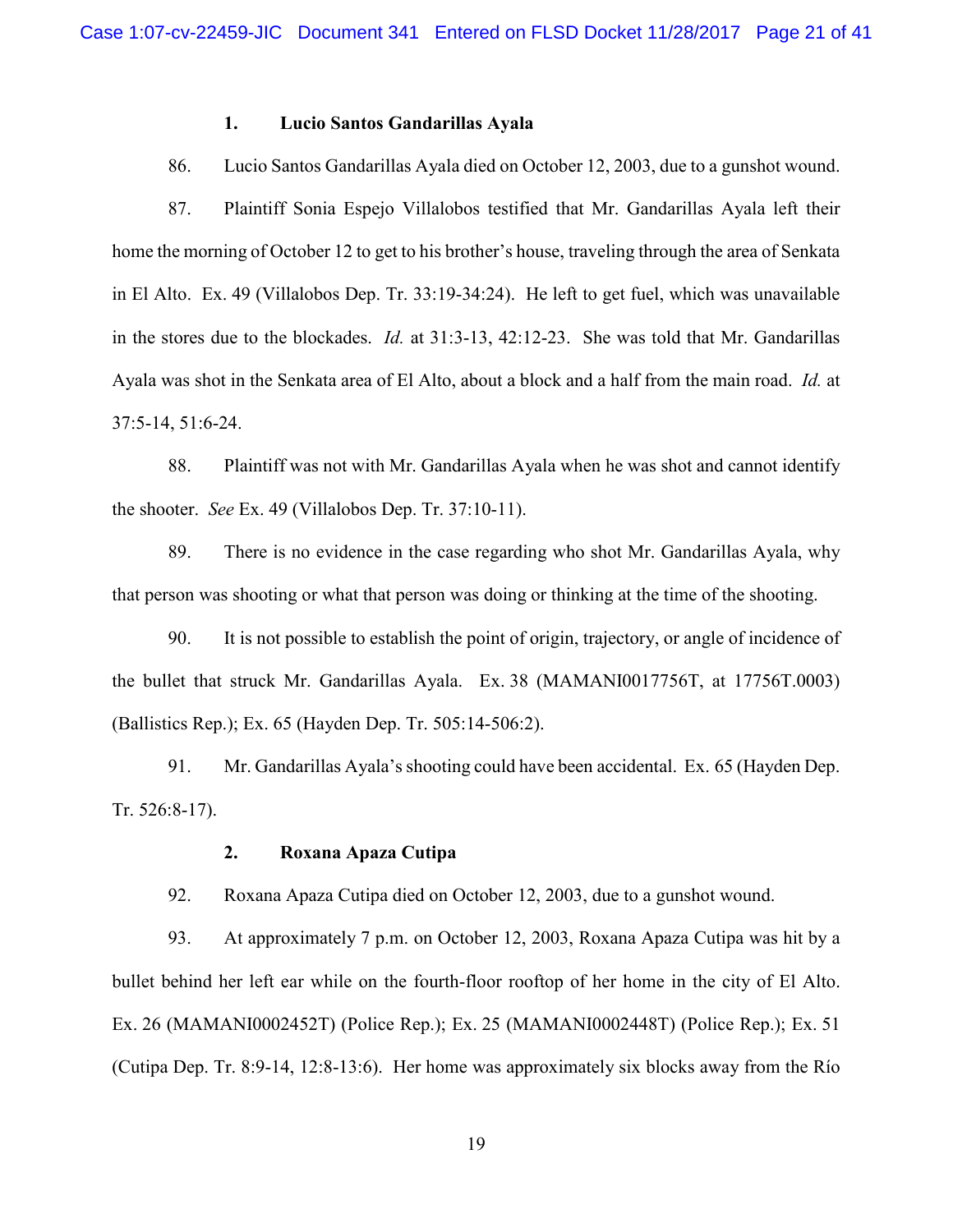### 1. Lucio Santos Gandarillas Ayala

86. Lucio Santos Gandarillas Ayala died on October 12, 2003, due to a gunshot wound.

87. Plaintiff Sonia Espejo Villalobos testified that Mr. Gandarillas Ayala left their home the morning of October 12 to get to his brother's house, traveling through the area of Senkata in El Alto. Ex. 49 (Villalobos Dep. Tr. 33:19-34:24). He left to get fuel, which was unavailable in the stores due to the blockades. *Id.* at 31:3-13, 42:12-23. She was told that Mr. Gandarillas Ayala was shot in the Senkata area of El Alto, about a block and a half from the main road. *Id.* at 37:5-14, 51:6-24.

88. Plaintiff was not with Mr. Gandarillas Ayala when he was shot and cannot identify the shooter. *See* Ex. 49 (Villalobos Dep. Tr. 37:10-11).

89. There is no evidence in the case regarding who shot Mr. Gandarillas Ayala, why that person was shooting or what that person was doing or thinking at the time of the shooting.

90. It is not possible to establish the point of origin, trajectory, or angle of incidence of the bullet that struck Mr. Gandarillas Ayala. Ex. 38 (MAMANI0017756T, at 17756T.0003) (Ballistics Rep.); Ex. 65 (Hayden Dep. Tr. 505:14-506:2).

91. Mr. Gandarillas Ayala's shooting could have been accidental. Ex. 65 (Hayden Dep. Tr. 526:8-17).

### 2. Roxana Apaza Cutipa

92. Roxana Apaza Cutipa died on October 12, 2003, due to a gunshot wound.

93. At approximately 7 p.m. on October 12, 2003, Roxana Apaza Cutipa was hit by a bullet behind her left ear while on the fourth-floor rooftop of her home in the city of El Alto. Ex. 26 (MAMANI0002452T) (Police Rep.); Ex. 25 (MAMANI0002448T) (Police Rep.); Ex. 51 (Cutipa Dep. Tr. 8:9-14, 12:8-13:6). Her home was approximately six blocks away from the Río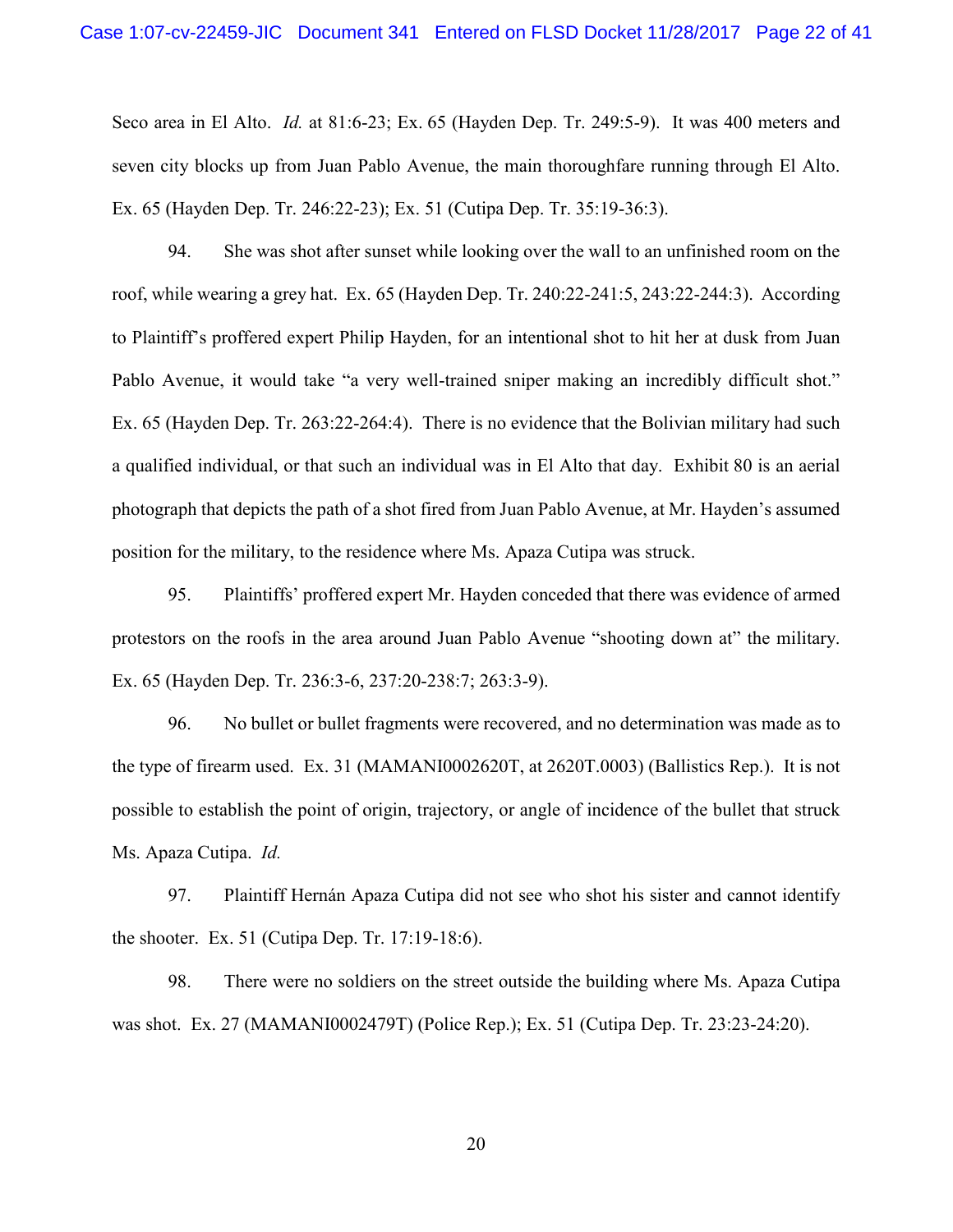Seco area in El Alto. *Id.* at 81:6-23; Ex. 65 (Hayden Dep. Tr. 249:5-9). It was 400 meters and seven city blocks up from Juan Pablo Avenue, the main thoroughfare running through El Alto. Ex. 65 (Hayden Dep. Tr. 246:22-23); Ex. 51 (Cutipa Dep. Tr. 35:19-36:3).

94. She was shot after sunset while looking over the wall to an unfinished room on the roof, while wearing a grey hat. Ex. 65 (Hayden Dep. Tr. 240:22-241:5, 243:22-244:3). According to Plaintiff's proffered expert Philip Hayden, for an intentional shot to hit her at dusk from Juan Pablo Avenue, it would take "a very well-trained sniper making an incredibly difficult shot." Ex. 65 (Hayden Dep. Tr. 263:22-264:4). There is no evidence that the Bolivian military had such a qualified individual, or that such an individual was in El Alto that day. Exhibit 80 is an aerial photograph that depicts the path of a shot fired from Juan Pablo Avenue, at Mr. Hayden's assumed position for the military, to the residence where Ms. Apaza Cutipa was struck.

95. Plaintiffs' proffered expert Mr. Hayden conceded that there was evidence of armed protestors on the roofs in the area around Juan Pablo Avenue "shooting down at" the military. Ex. 65 (Hayden Dep. Tr. 236:3-6, 237:20-238:7; 263:3-9).

96. No bullet or bullet fragments were recovered, and no determination was made as to the type of firearm used. Ex. 31 (MAMANI0002620T, at 2620T.0003) (Ballistics Rep.). It is not possible to establish the point of origin, trajectory, or angle of incidence of the bullet that struck Ms. Apaza Cutipa. *Id.*

97. Plaintiff Hernán Apaza Cutipa did not see who shot his sister and cannot identify the shooter. Ex. 51 (Cutipa Dep. Tr. 17:19-18:6).

98. There were no soldiers on the street outside the building where Ms. Apaza Cutipa was shot. Ex. 27 (MAMANI0002479T) (Police Rep.); Ex. 51 (Cutipa Dep. Tr. 23:23-24:20).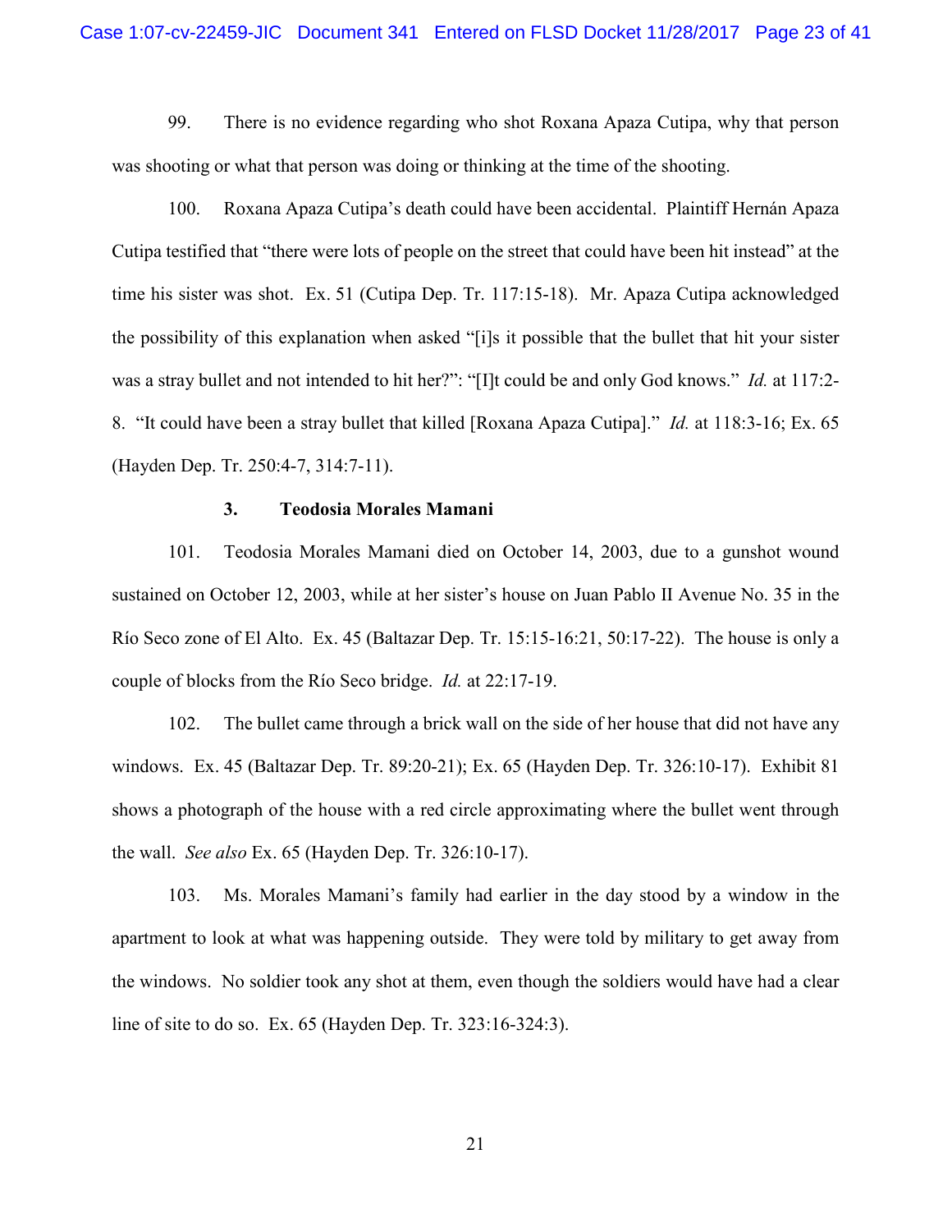99. There is no evidence regarding who shot Roxana Apaza Cutipa, why that person was shooting or what that person was doing or thinking at the time of the shooting.

100. Roxana Apaza Cutipa's death could have been accidental. Plaintiff Hernán Apaza Cutipa testified that "there were lots of people on the street that could have been hit instead" at the time his sister was shot. Ex. 51 (Cutipa Dep. Tr. 117:15-18). Mr. Apaza Cutipa acknowledged the possibility of this explanation when asked "[i]s it possible that the bullet that hit your sister was a stray bullet and not intended to hit her?": "[I]t could be and only God knows." *Id.* at 117:2-8. "It could have been a stray bullet that killed [Roxana Apaza Cutipa]." *Id.* at 118:3-16; Ex. 65 (Hayden Dep. Tr. 250:4-7, 314:7-11).

### 3. Teodosia Morales Mamani

101. Teodosia Morales Mamani died on October 14, 2003, due to a gunshot wound sustained on October 12, 2003, while at her sister's house on Juan Pablo II Avenue No. 35 in the Río Seco zone of El Alto. Ex. 45 (Baltazar Dep. Tr. 15:15-16:21, 50:17-22). The house is only a couple of blocks from the Río Seco bridge. *Id.* at 22:17-19.

102. The bullet came through a brick wall on the side of her house that did not have any windows. Ex. 45 (Baltazar Dep. Tr. 89:20-21); Ex. 65 (Hayden Dep. Tr. 326:10-17). Exhibit 81 shows a photograph of the house with a red circle approximating where the bullet went through the wall. *See also* Ex. 65 (Hayden Dep. Tr. 326:10-17).

103. Ms. Morales Mamani's family had earlier in the day stood by a window in the apartment to look at what was happening outside. They were told by military to get away from the windows. No soldier took any shot at them, even though the soldiers would have had a clear line of site to do so. Ex. 65 (Hayden Dep. Tr. 323:16-324:3).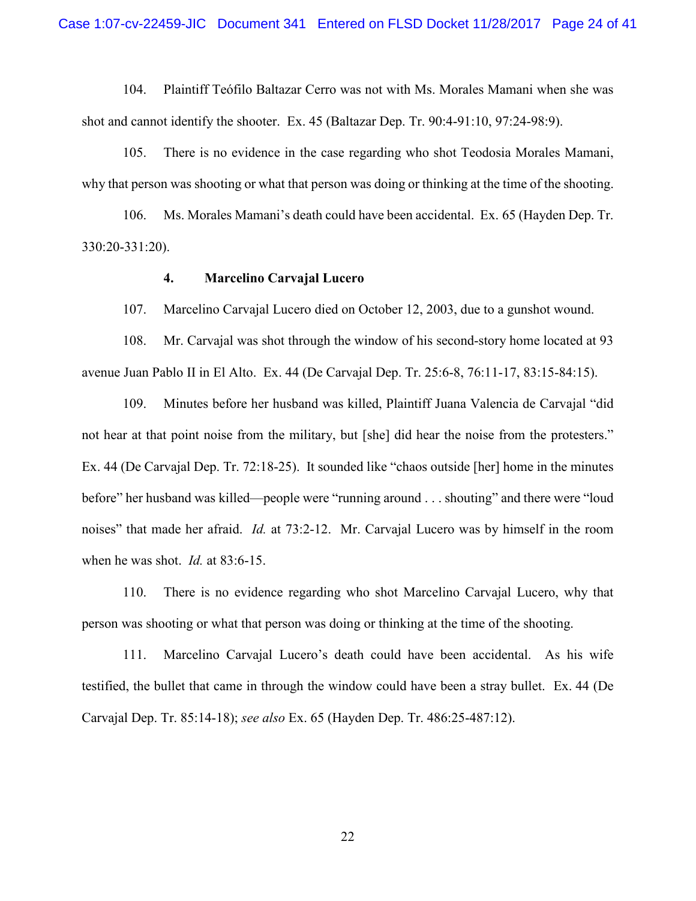104. Plaintiff Teófilo Baltazar Cerro was not with Ms. Morales Mamani when she was shot and cannot identify the shooter. Ex. 45 (Baltazar Dep. Tr. 90:4-91:10, 97:24-98:9).

105. There is no evidence in the case regarding who shot Teodosia Morales Mamani, why that person was shooting or what that person was doing or thinking at the time of the shooting.

106. Ms. Morales Mamani's death could have been accidental. Ex. 65 (Hayden Dep. Tr. 330:20-331:20).

#### 4. Marcelino Carvajal Lucero

107. Marcelino Carvajal Lucero died on October 12, 2003, due to a gunshot wound.

108. Mr. Carvajal was shot through the window of his second-story home located at 93 avenue Juan Pablo II in El Alto. Ex. 44 (De Carvajal Dep. Tr. 25:6-8, 76:11-17, 83:15-84:15).

109. Minutes before her husband was killed, Plaintiff Juana Valencia de Carvajal "did not hear at that point noise from the military, but [she] did hear the noise from the protesters." Ex. 44 (De Carvajal Dep. Tr. 72:18-25). It sounded like "chaos outside [her] home in the minutes before" her husband was killed—people were "running around . . . shouting" and there were "loud noises" that made her afraid. *Id.* at 73:2-12. Mr. Carvajal Lucero was by himself in the room when he was shot. *Id.* at 83:6-15.

110. There is no evidence regarding who shot Marcelino Carvajal Lucero, why that person was shooting or what that person was doing or thinking at the time of the shooting.

111. Marcelino Carvajal Lucero's death could have been accidental. As his wife testified, the bullet that came in through the window could have been a stray bullet. Ex. 44 (De Carvajal Dep. Tr. 85:14-18); *see also* Ex. 65 (Hayden Dep. Tr. 486:25-487:12).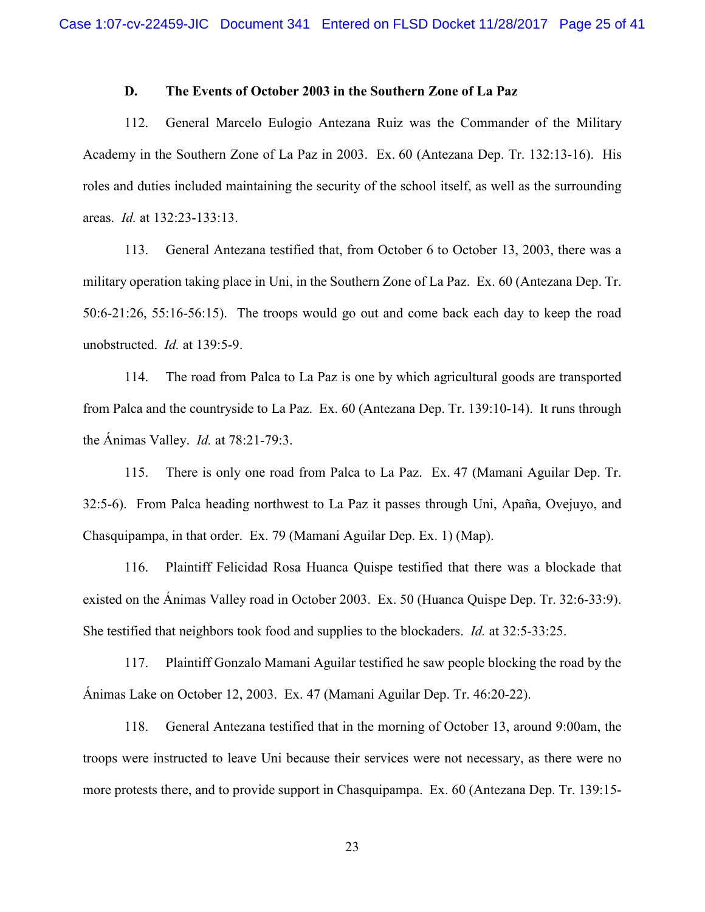### D. The Events of October 2003 in the Southern Zone of La Paz

112. General Marcelo Eulogio Antezana Ruiz was the Commander of the Military Academy in the Southern Zone of La Paz in 2003. Ex. 60 (Antezana Dep. Tr. 132:13-16). His roles and duties included maintaining the security of the school itself, as well as the surrounding areas. *Id.* at 132:23-133:13.

113. General Antezana testified that, from October 6 to October 13, 2003, there was a military operation taking place in Uni, in the Southern Zone of La Paz. Ex. 60 (Antezana Dep. Tr. 50:6-21:26, 55:16-56:15). The troops would go out and come back each day to keep the road unobstructed. *Id.* at 139:5-9.

114. The road from Palca to La Paz is one by which agricultural goods are transported from Palca and the countryside to La Paz. Ex. 60 (Antezana Dep. Tr. 139:10-14). It runs through the Ánimas Valley. *Id.* at 78:21-79:3.

115. There is only one road from Palca to La Paz. Ex. 47 (Mamani Aguilar Dep. Tr. 32:5-6). From Palca heading northwest to La Paz it passes through Uni, Apaña, Ovejuyo, and Chasquipampa, in that order. Ex. 79 (Mamani Aguilar Dep. Ex. 1) (Map).

116. Plaintiff Felicidad Rosa Huanca Quispe testified that there was a blockade that existed on the Ánimas Valley road in October 2003. Ex. 50 (Huanca Quispe Dep. Tr. 32:6-33:9). She testified that neighbors took food and supplies to the blockaders. *Id.* at 32:5-33:25.

117. Plaintiff Gonzalo Mamani Aguilar testified he saw people blocking the road by the Ánimas Lake on October 12, 2003. Ex. 47 (Mamani Aguilar Dep. Tr. 46:20-22).

118. General Antezana testified that in the morning of October 13, around 9:00am, the troops were instructed to leave Uni because their services were not necessary, as there were no more protests there, and to provide support in Chasquipampa. Ex. 60 (Antezana Dep. Tr. 139:15-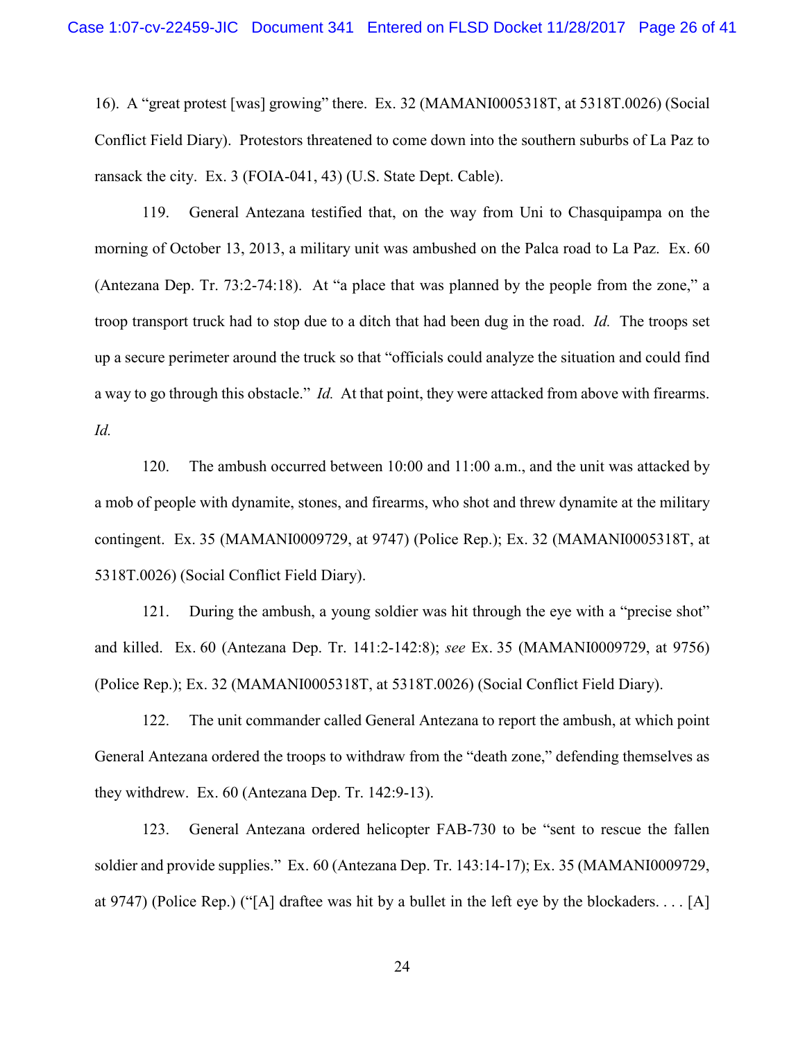16). A "great protest [was] growing" there. Ex. 32 (MAMANI0005318T, at 5318T.0026) (Social Conflict Field Diary). Protestors threatened to come down into the southern suburbs of La Paz to ransack the city. Ex. 3 (FOIA-041, 43) (U.S. State Dept. Cable).

119. General Antezana testified that, on the way from Uni to Chasquipampa on the morning of October 13, 2013, a military unit was ambushed on the Palca road to La Paz. Ex. 60 (Antezana Dep. Tr. 73:2-74:18). At "a place that was planned by the people from the zone," a troop transport truck had to stop due to a ditch that had been dug in the road. *Id.* The troops set up a secure perimeter around the truck so that "officials could analyze the situation and could find a way to go through this obstacle." *Id.* At that point, they were attacked from above with firearms. *Id.*

120. The ambush occurred between 10:00 and 11:00 a.m., and the unit was attacked by a mob of people with dynamite, stones, and firearms, who shot and threw dynamite at the military contingent. Ex. 35 (MAMANI0009729, at 9747) (Police Rep.); Ex. 32 (MAMANI0005318T, at 5318T.0026) (Social Conflict Field Diary).

121. During the ambush, a young soldier was hit through the eye with a "precise shot" and killed. Ex. 60 (Antezana Dep. Tr. 141:2-142:8); *see* Ex. 35 (MAMANI0009729, at 9756) (Police Rep.); Ex. 32 (MAMANI0005318T, at 5318T.0026) (Social Conflict Field Diary).

122. The unit commander called General Antezana to report the ambush, at which point General Antezana ordered the troops to withdraw from the "death zone," defending themselves as they withdrew. Ex. 60 (Antezana Dep. Tr. 142:9-13).

123. General Antezana ordered helicopter FAB-730 to be "sent to rescue the fallen soldier and provide supplies." Ex. 60 (Antezana Dep. Tr. 143:14-17); Ex. 35 (MAMANI0009729, at 9747) (Police Rep.) ("[A] draftee was hit by a bullet in the left eye by the blockaders. . . . [A]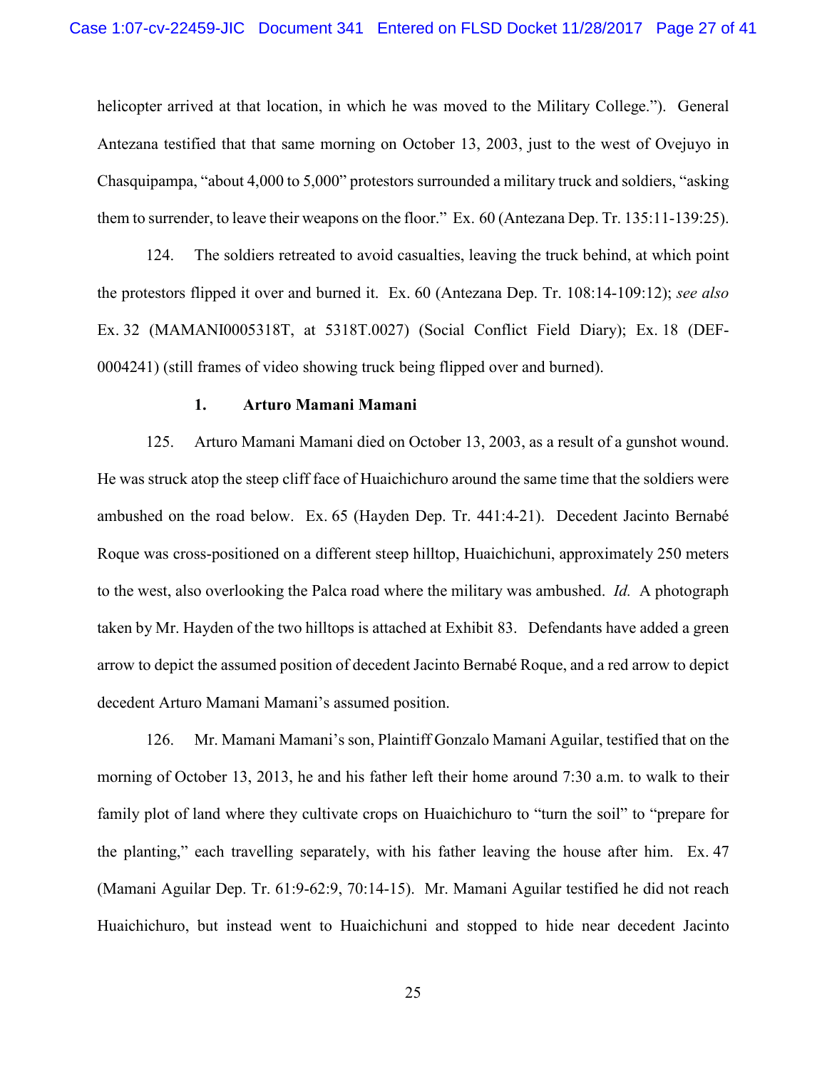helicopter arrived at that location, in which he was moved to the Military College."). General Antezana testified that that same morning on October 13, 2003, just to the west of Ovejuyo in Chasquipampa, "about 4,000 to 5,000" protestors surrounded a military truck and soldiers, "asking them to surrender, to leave their weapons on the floor." Ex. 60 (Antezana Dep. Tr. 135:11-139:25).

124. The soldiers retreated to avoid casualties, leaving the truck behind, at which point the protestors flipped it over and burned it. Ex. 60 (Antezana Dep. Tr. 108:14-109:12); *see also* Ex. 32 (MAMANI0005318T, at 5318T.0027) (Social Conflict Field Diary); Ex. 18 (DEF-0004241) (still frames of video showing truck being flipped over and burned).

### 1. Arturo Mamani Mamani

125. Arturo Mamani Mamani died on October 13, 2003, as a result of a gunshot wound. He was struck atop the steep cliff face of Huaichichuro around the same time that the soldiers were ambushed on the road below. Ex. 65 (Hayden Dep. Tr. 441:4-21). Decedent Jacinto Bernabé Roque was cross-positioned on a different steep hilltop, Huaichichuni, approximately 250 meters to the west, also overlooking the Palca road where the military was ambushed. *Id.* A photograph taken by Mr. Hayden of the two hilltops is attached at Exhibit 83. Defendants have added a green arrow to depict the assumed position of decedent Jacinto Bernabé Roque, and a red arrow to depict decedent Arturo Mamani Mamani's assumed position.

126. Mr. Mamani Mamani's son, Plaintiff Gonzalo Mamani Aguilar, testified that on the morning of October 13, 2013, he and his father left their home around 7:30 a.m. to walk to their family plot of land where they cultivate crops on Huaichichuro to "turn the soil" to "prepare for the planting," each travelling separately, with his father leaving the house after him. Ex. 47 (Mamani Aguilar Dep. Tr. 61:9-62:9, 70:14-15). Mr. Mamani Aguilar testified he did not reach Huaichichuro, but instead went to Huaichichuni and stopped to hide near decedent Jacinto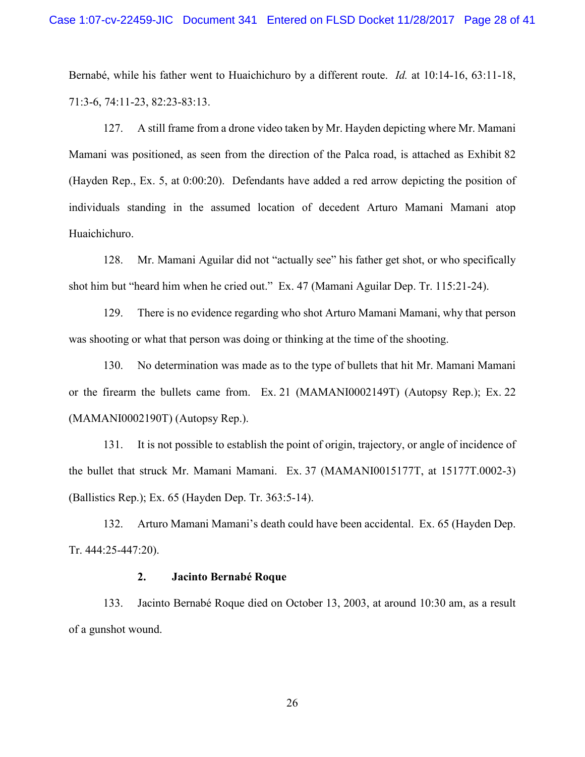Bernabé, while his father went to Huaichichuro by a different route. *Id.* at 10:14-16, 63:11-18, 71:3-6, 74:11-23, 82:23-83:13.

127. A still frame from a drone video taken by Mr. Hayden depicting where Mr. Mamani Mamani was positioned, as seen from the direction of the Palca road, is attached as Exhibit 82 (Hayden Rep., Ex. 5, at 0:00:20). Defendants have added a red arrow depicting the position of individuals standing in the assumed location of decedent Arturo Mamani Mamani atop Huaichichuro.

128. Mr. Mamani Aguilar did not "actually see" his father get shot, or who specifically shot him but "heard him when he cried out." Ex. 47 (Mamani Aguilar Dep. Tr. 115:21-24).

129. There is no evidence regarding who shot Arturo Mamani Mamani, why that person was shooting or what that person was doing or thinking at the time of the shooting.

130. No determination was made as to the type of bullets that hit Mr. Mamani Mamani or the firearm the bullets came from. Ex. 21 (MAMANI0002149T) (Autopsy Rep.); Ex. 22 (MAMANI0002190T) (Autopsy Rep.).

131. It is not possible to establish the point of origin, trajectory, or angle of incidence of the bullet that struck Mr. Mamani Mamani. Ex. 37 (MAMANI0015177T, at 15177T.0002-3) (Ballistics Rep.); Ex. 65 (Hayden Dep. Tr. 363:5-14).

132. Arturo Mamani Mamani's death could have been accidental. Ex. 65 (Hayden Dep. Tr. 444:25-447:20).

### 2. Jacinto Bernabé Roque

133. Jacinto Bernabé Roque died on October 13, 2003, at around 10:30 am, as a result of a gunshot wound.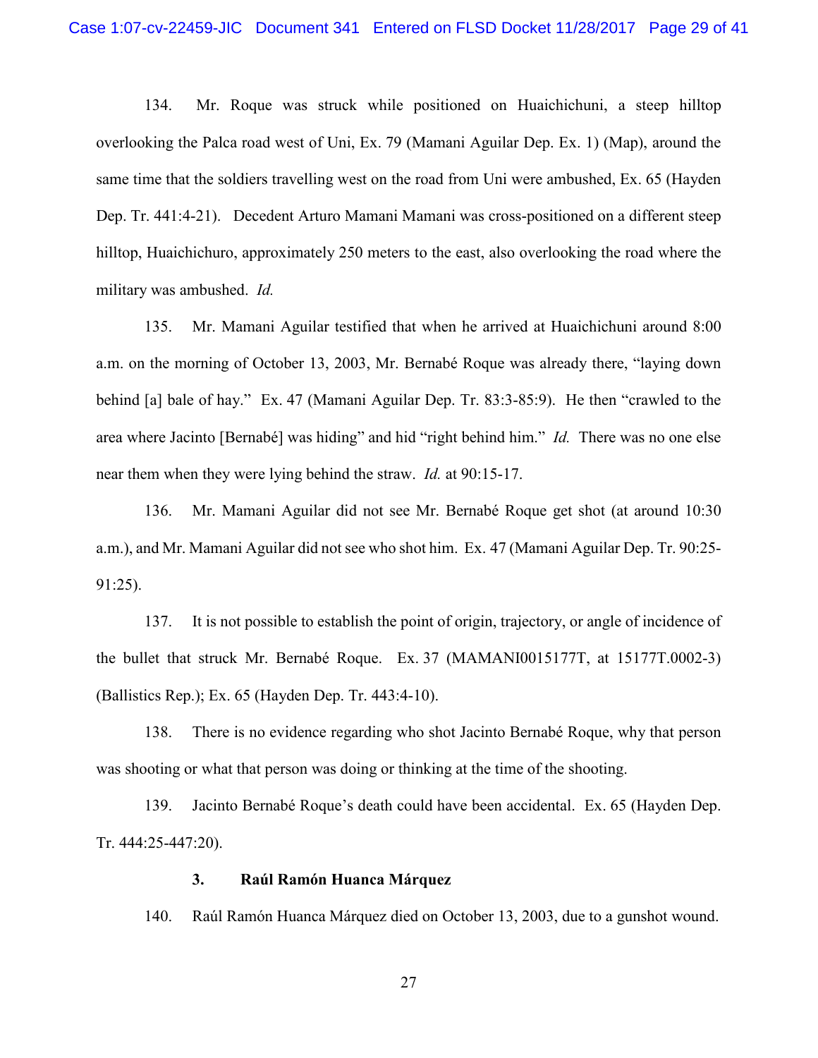134. Mr. Roque was struck while positioned on Huaichichuni, a steep hilltop overlooking the Palca road west of Uni, Ex. 79 (Mamani Aguilar Dep. Ex. 1) (Map), around the same time that the soldiers travelling west on the road from Uni were ambushed, Ex. 65 (Hayden Dep. Tr. 441:4-21). Decedent Arturo Mamani Mamani was cross-positioned on a different steep hilltop, Huaichichuro, approximately 250 meters to the east, also overlooking the road where the military was ambushed. *Id.*

135. Mr. Mamani Aguilar testified that when he arrived at Huaichichuni around 8:00 a.m. on the morning of October 13, 2003, Mr. Bernabé Roque was already there, "laying down behind [a] bale of hay." Ex. 47 (Mamani Aguilar Dep. Tr. 83:3-85:9). He then "crawled to the area where Jacinto [Bernabé] was hiding" and hid "right behind him." *Id.* There was no one else near them when they were lying behind the straw. *Id.* at 90:15-17.

136. Mr. Mamani Aguilar did not see Mr. Bernabé Roque get shot (at around 10:30 a.m.), and Mr. Mamani Aguilar did not see who shot him. Ex. 47 (Mamani Aguilar Dep. Tr. 90:25-91:25).

137. It is not possible to establish the point of origin, trajectory, or angle of incidence of the bullet that struck Mr. Bernabé Roque. Ex. 37 (MAMANI0015177T, at 15177T.0002-3) (Ballistics Rep.); Ex. 65 (Hayden Dep. Tr. 443:4-10).

138. There is no evidence regarding who shot Jacinto Bernabé Roque, why that person was shooting or what that person was doing or thinking at the time of the shooting.

139. Jacinto Bernabé Roque's death could have been accidental. Ex. 65 (Hayden Dep. Tr. 444:25-447:20).

### 3. Raúl Ramón Huanca Márquez

140. Raúl Ramón Huanca Márquez died on October 13, 2003, due to a gunshot wound.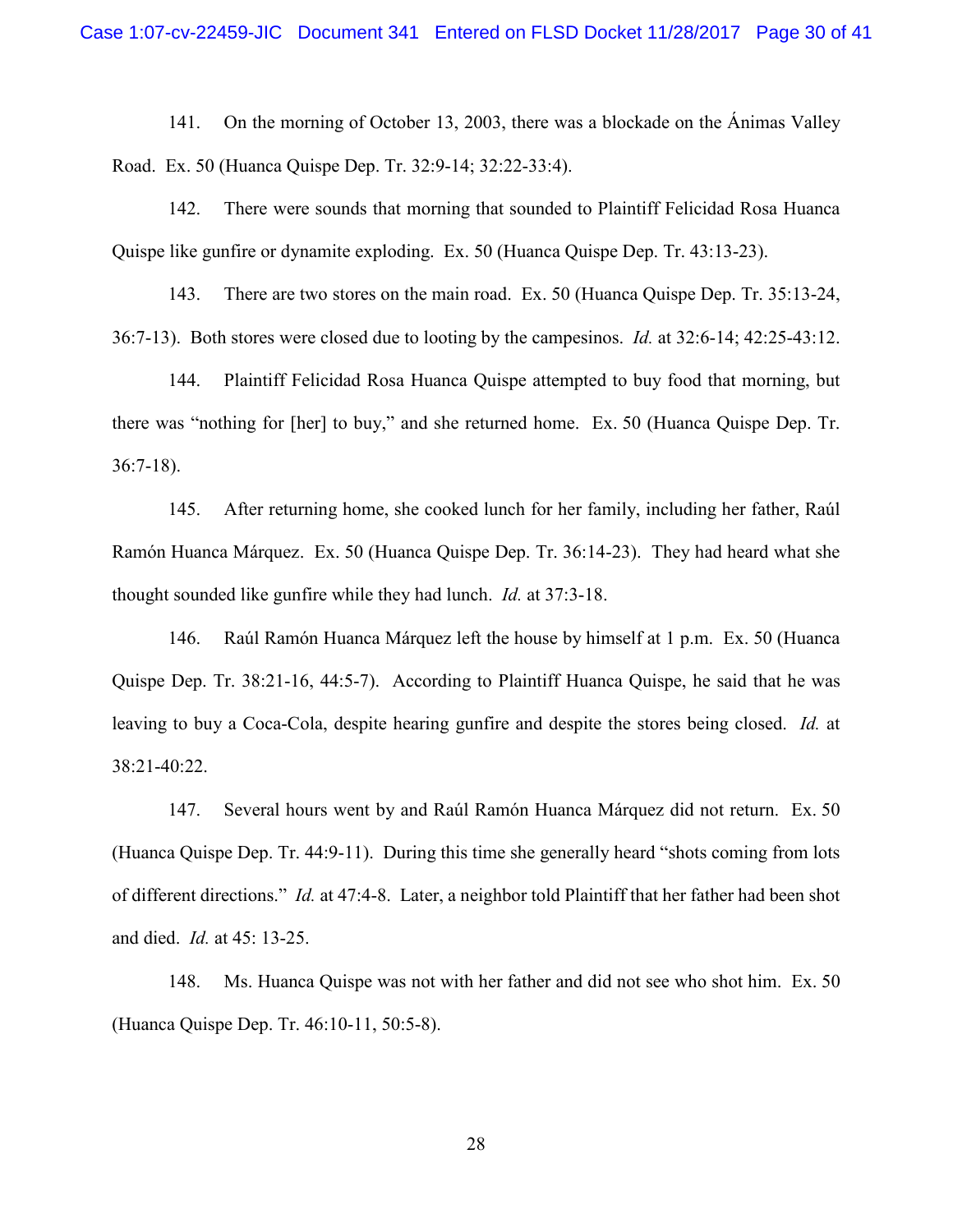141. On the morning of October 13, 2003, there was a blockade on the Ánimas Valley Road. Ex. 50 (Huanca Quispe Dep. Tr. 32:9-14; 32:22-33:4).

142. There were sounds that morning that sounded to Plaintiff Felicidad Rosa Huanca Quispe like gunfire or dynamite exploding. Ex. 50 (Huanca Quispe Dep. Tr. 43:13-23).

143. There are two stores on the main road. Ex. 50 (Huanca Quispe Dep. Tr. 35:13-24, 36:7-13). Both stores were closed due to looting by the campesinos. *Id.* at 32:6-14; 42:25-43:12.

144. Plaintiff Felicidad Rosa Huanca Quispe attempted to buy food that morning, but there was "nothing for [her] to buy," and she returned home. Ex. 50 (Huanca Quispe Dep. Tr. 36:7-18).

145. After returning home, she cooked lunch for her family, including her father, Raúl Ramón Huanca Márquez. Ex. 50 (Huanca Quispe Dep. Tr. 36:14-23). They had heard what she thought sounded like gunfire while they had lunch. *Id.* at 37:3-18.

146. Raúl Ramón Huanca Márquez left the house by himself at 1 p.m. Ex. 50 (Huanca Quispe Dep. Tr. 38:21-16, 44:5-7). According to Plaintiff Huanca Quispe, he said that he was leaving to buy a Coca-Cola, despite hearing gunfire and despite the stores being closed. *Id.* at 38:21-40:22.

147. Several hours went by and Raúl Ramón Huanca Márquez did not return. Ex. 50 (Huanca Quispe Dep. Tr. 44:9-11). During this time she generally heard "shots coming from lots of different directions." *Id.* at 47:4-8. Later, a neighbor told Plaintiff that her father had been shot and died. *Id.* at 45: 13-25.

148. Ms. Huanca Quispe was not with her father and did not see who shot him. Ex. 50 (Huanca Quispe Dep. Tr. 46:10-11, 50:5-8).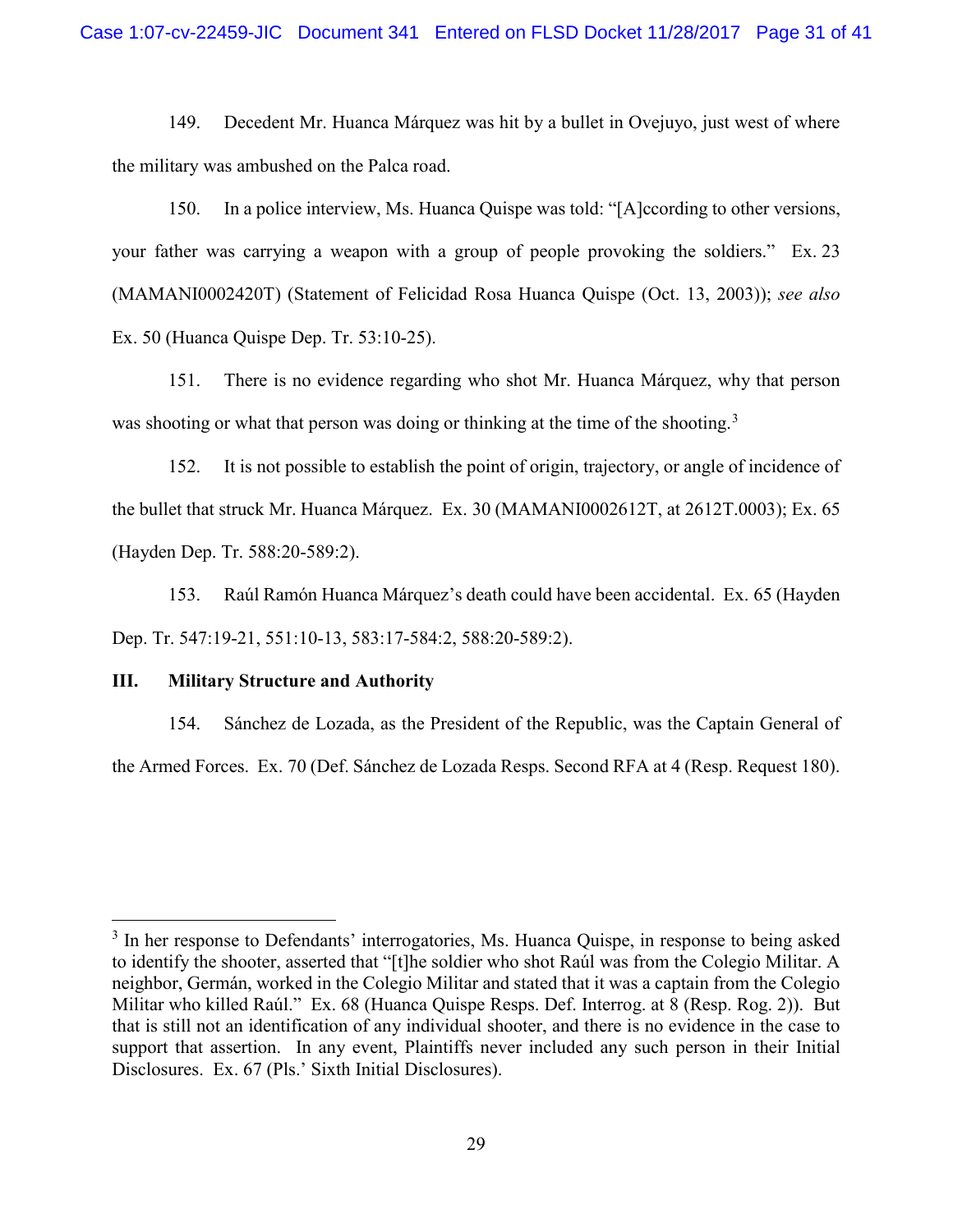149. Decedent Mr. Huanca Márquez was hit by a bullet in Ovejuyo, just west of where the military was ambushed on the Palca road.

150. In a police interview, Ms. Huanca Quispe was told: "[A]ccording to other versions, your father was carrying a weapon with a group of people provoking the soldiers." Ex. 23 (MAMANI0002420T) (Statement of Felicidad Rosa Huanca Quispe (Oct. 13, 2003)); *see also* Ex. 50 (Huanca Quispe Dep. Tr. 53:10-25).

151. There is no evidence regarding who shot Mr. Huanca Márquez, why that person was shooting or what that person was doing or thinking at the time of the shooting.[3]

152. It is not possible to establish the point of origin, trajectory, or angle of incidence of the bullet that struck Mr. Huanca Márquez. Ex. 30 (MAMANI0002612T, at 2612T.0003); Ex. 65 (Hayden Dep. Tr. 588:20-589:2).

153. Raúl Ramón Huanca Márquez's death could have been accidental. Ex. 65 (Hayden Dep. Tr. 547:19-21, 551:10-13, 583:17-584:2, 588:20-589:2).

## III. Military Structure and Authority

154. Sánchez de Lozada, as the President of the Republic, was the Captain General of the Armed Forces. Ex. 70 (Def. Sánchez de Lozada Resps. Second RFA at 4 (Resp. Request 180).

---

[3] In her response to Defendants' interrogatories, Ms. Huanca Quispe, in response to being asked to identify the shooter, asserted that "[t]he soldier who shot Raúl was from the Colegio Militar. A neighbor, Germán, worked in the Colegio Militar and stated that it was a captain from the Colegio Militar who killed Raúl." Ex. 68 (Huanca Quispe Resps. Def. Interrog. at 8 (Resp. Rog. 2)). But that is still not an identification of any individual shooter, and there is no evidence in the case to support that assertion. In any event, Plaintiffs never included any such person in their Initial Disclosures. Ex. 67 (Pls.' Sixth Initial Disclosures).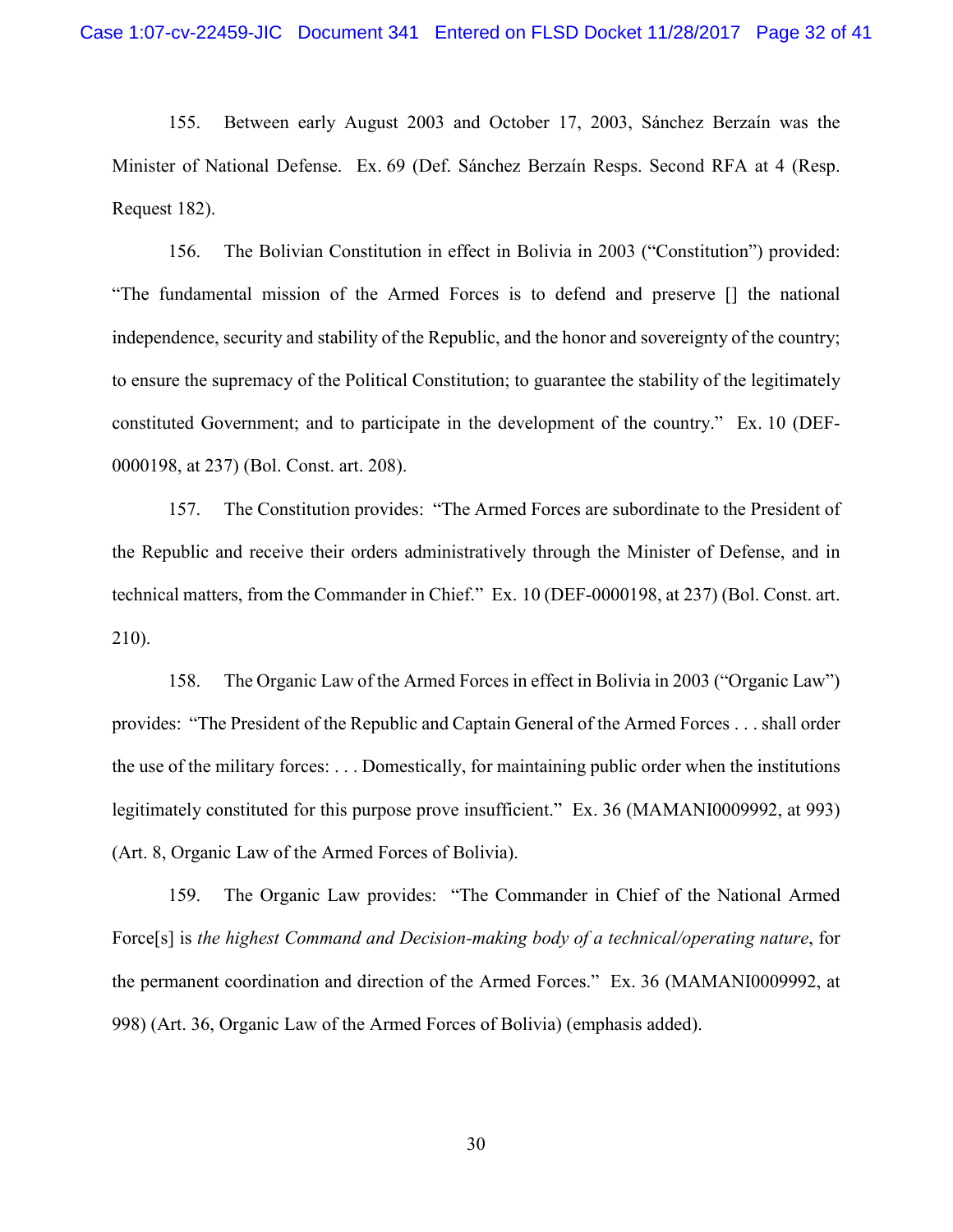155. Between early August 2003 and October 17, 2003, Sánchez Berzaín was the Minister of National Defense. Ex. 69 (Def. Sánchez Berzaín Resps. Second RFA at 4 (Resp. Request 182).

156. The Bolivian Constitution in effect in Bolivia in 2003 ("Constitution") provided: "The fundamental mission of the Armed Forces is to defend and preserve [] the national independence, security and stability of the Republic, and the honor and sovereignty of the country; to ensure the supremacy of the Political Constitution; to guarantee the stability of the legitimately constituted Government; and to participate in the development of the country." Ex. 10 (DEF-0000198, at 237) (Bol. Const. art. 208).

157. The Constitution provides: "The Armed Forces are subordinate to the President of the Republic and receive their orders administratively through the Minister of Defense, and in technical matters, from the Commander in Chief." Ex. 10 (DEF-0000198, at 237) (Bol. Const. art. 210).

158. The Organic Law of the Armed Forces in effect in Bolivia in 2003 ("Organic Law") provides: "The President of the Republic and Captain General of the Armed Forces . . . shall order the use of the military forces: . . . Domestically, for maintaining public order when the institutions legitimately constituted for this purpose prove insufficient." Ex. 36 (MAMANI0009992, at 993) (Art. 8, Organic Law of the Armed Forces of Bolivia).

159. The Organic Law provides: "The Commander in Chief of the National Armed Force[s] is *the highest Command and Decision-making body of a technical/operating nature*, for the permanent coordination and direction of the Armed Forces." Ex. 36 (MAMANI0009992, at 998) (Art. 36, Organic Law of the Armed Forces of Bolivia) (emphasis added).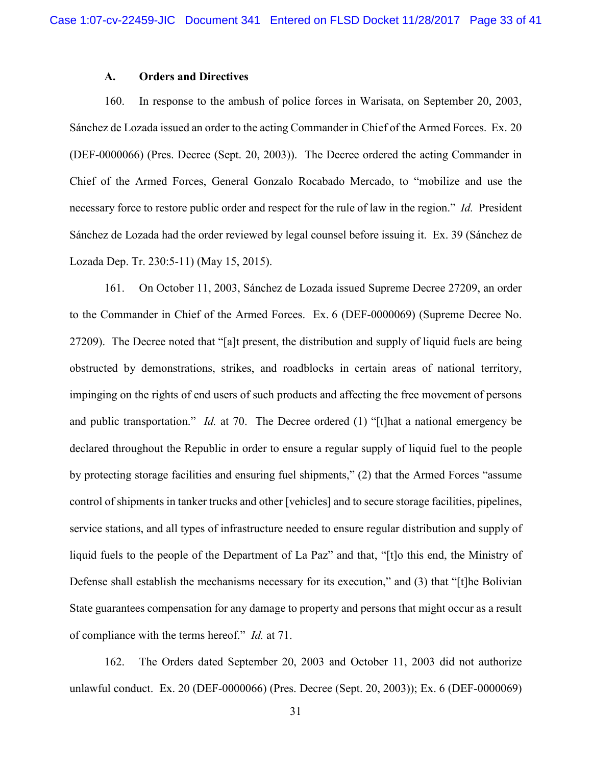### A. Orders and Directives

160. In response to the ambush of police forces in Warisata, on September 20, 2003, Sánchez de Lozada issued an order to the acting Commander in Chief of the Armed Forces. Ex. 20 (DEF-0000066) (Pres. Decree (Sept. 20, 2003)). The Decree ordered the acting Commander in Chief of the Armed Forces, General Gonzalo Rocabado Mercado, to "mobilize and use the necessary force to restore public order and respect for the rule of law in the region." *Id.* President Sánchez de Lozada had the order reviewed by legal counsel before issuing it. Ex. 39 (Sánchez de Lozada Dep. Tr. 230:5-11) (May 15, 2015).

161. On October 11, 2003, Sánchez de Lozada issued Supreme Decree 27209, an order to the Commander in Chief of the Armed Forces. Ex. 6 (DEF-0000069) (Supreme Decree No. 27209). The Decree noted that "[a]t present, the distribution and supply of liquid fuels are being obstructed by demonstrations, strikes, and roadblocks in certain areas of national territory, impinging on the rights of end users of such products and affecting the free movement of persons and public transportation." *Id.* at 70. The Decree ordered (1) "[t]hat a national emergency be declared throughout the Republic in order to ensure a regular supply of liquid fuel to the people by protecting storage facilities and ensuring fuel shipments," (2) that the Armed Forces "assume control of shipments in tanker trucks and other [vehicles] and to secure storage facilities, pipelines, service stations, and all types of infrastructure needed to ensure regular distribution and supply of liquid fuels to the people of the Department of La Paz" and that, "[t]o this end, the Ministry of Defense shall establish the mechanisms necessary for its execution," and (3) that "[t]he Bolivian State guarantees compensation for any damage to property and persons that might occur as a result of compliance with the terms hereof." *Id.* at 71.

162. The Orders dated September 20, 2003 and October 11, 2003 did not authorize unlawful conduct. Ex. 20 (DEF-0000066) (Pres. Decree (Sept. 20, 2003)); Ex. 6 (DEF-0000069)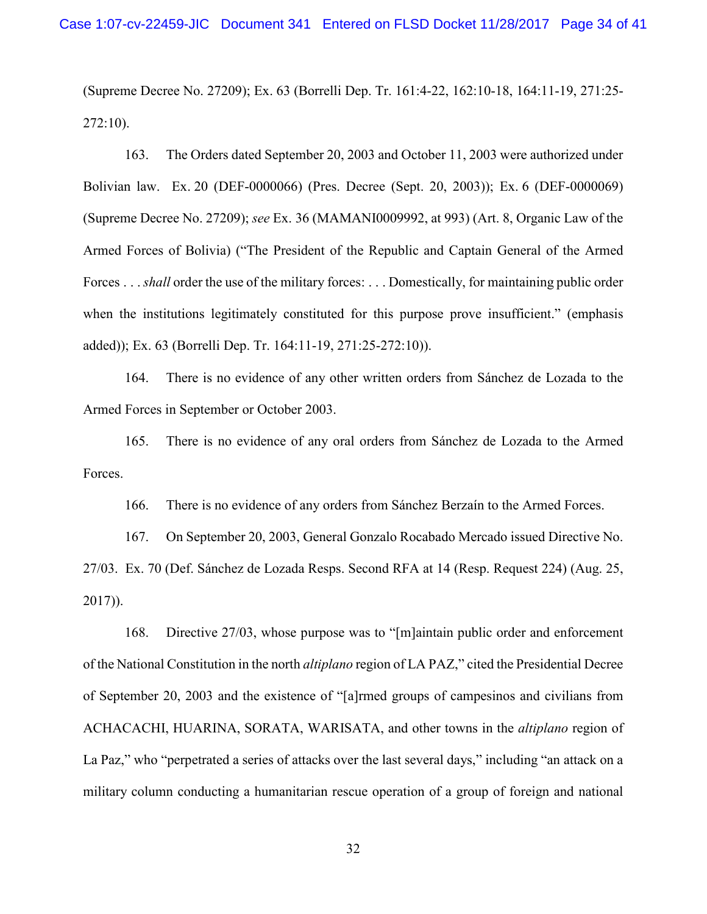(Supreme Decree No. 27209); Ex. 63 (Borrelli Dep. Tr. 161:4-22, 162:10-18, 164:11-19, 271:25-272:10).

163. The Orders dated September 20, 2003 and October 11, 2003 were authorized under Bolivian law. Ex. 20 (DEF-0000066) (Pres. Decree (Sept. 20, 2003)); Ex. 6 (DEF-0000069) (Supreme Decree No. 27209); *see* Ex. 36 (MAMANI0009992, at 993) (Art. 8, Organic Law of the Armed Forces of Bolivia) ("The President of the Republic and Captain General of the Armed Forces . . . *shall* order the use of the military forces: . . . Domestically, for maintaining public order when the institutions legitimately constituted for this purpose prove insufficient." (emphasis added)); Ex. 63 (Borrelli Dep. Tr. 164:11-19, 271:25-272:10)).

164. There is no evidence of any other written orders from Sánchez de Lozada to the Armed Forces in September or October 2003.

165. There is no evidence of any oral orders from Sánchez de Lozada to the Armed Forces.

166. There is no evidence of any orders from Sánchez Berzaín to the Armed Forces.

167. On September 20, 2003, General Gonzalo Rocabado Mercado issued Directive No. 27/03. Ex. 70 (Def. Sánchez de Lozada Resps. Second RFA at 14 (Resp. Request 224) (Aug. 25, 2017)).

168. Directive 27/03, whose purpose was to "[m]aintain public order and enforcement of the National Constitution in the north *altiplano* region of LA PAZ," cited the Presidential Decree of September 20, 2003 and the existence of "[a]rmed groups of campesinos and civilians from ACHACACHI, HUARINA, SORATA, WARISATA, and other towns in the *altiplano* region of La Paz," who "perpetrated a series of attacks over the last several days," including "an attack on a military column conducting a humanitarian rescue operation of a group of foreign and national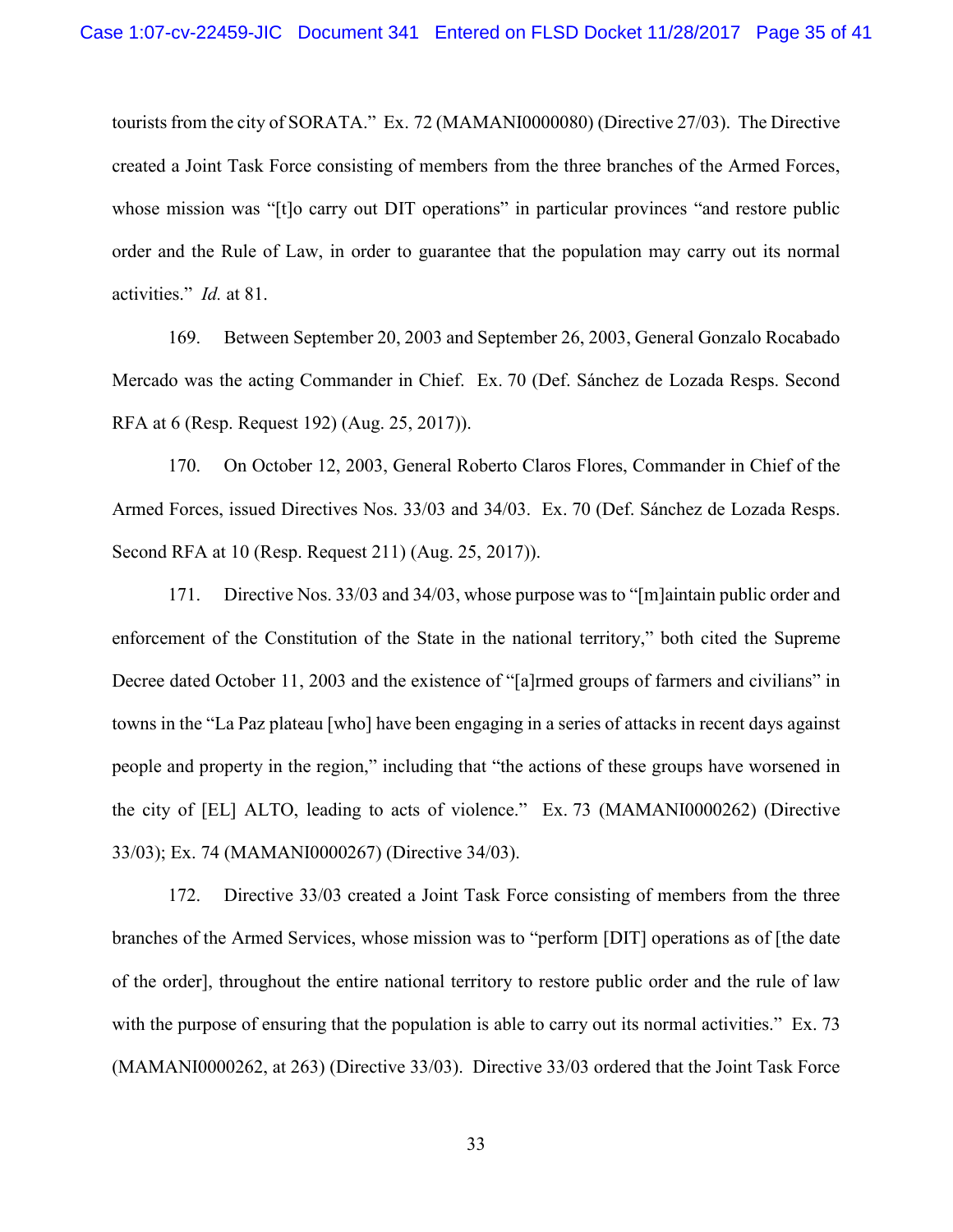tourists from the city of SORATA." Ex. 72 (MAMANI0000080) (Directive 27/03). The Directive created a Joint Task Force consisting of members from the three branches of the Armed Forces, whose mission was "[t]o carry out DIT operations" in particular provinces "and restore public order and the Rule of Law, in order to guarantee that the population may carry out its normal activities." *Id.* at 81.

169. Between September 20, 2003 and September 26, 2003, General Gonzalo Rocabado Mercado was the acting Commander in Chief. Ex. 70 (Def. Sánchez de Lozada Resps. Second RFA at 6 (Resp. Request 192) (Aug. 25, 2017)).

170. On October 12, 2003, General Roberto Claros Flores, Commander in Chief of the Armed Forces, issued Directives Nos. 33/03 and 34/03. Ex. 70 (Def. Sánchez de Lozada Resps. Second RFA at 10 (Resp. Request 211) (Aug. 25, 2017)).

171. Directive Nos. 33/03 and 34/03, whose purpose was to "[m]aintain public order and enforcement of the Constitution of the State in the national territory," both cited the Supreme Decree dated October 11, 2003 and the existence of "[a]rmed groups of farmers and civilians" in towns in the "La Paz plateau [who] have been engaging in a series of attacks in recent days against people and property in the region," including that "the actions of these groups have worsened in the city of [EL] ALTO, leading to acts of violence." Ex. 73 (MAMANI0000262) (Directive 33/03); Ex. 74 (MAMANI0000267) (Directive 34/03).

172. Directive 33/03 created a Joint Task Force consisting of members from the three branches of the Armed Services, whose mission was to "perform [DIT] operations as of [the date of the order], throughout the entire national territory to restore public order and the rule of law with the purpose of ensuring that the population is able to carry out its normal activities." Ex. 73 (MAMANI0000262, at 263) (Directive 33/03). Directive 33/03 ordered that the Joint Task Force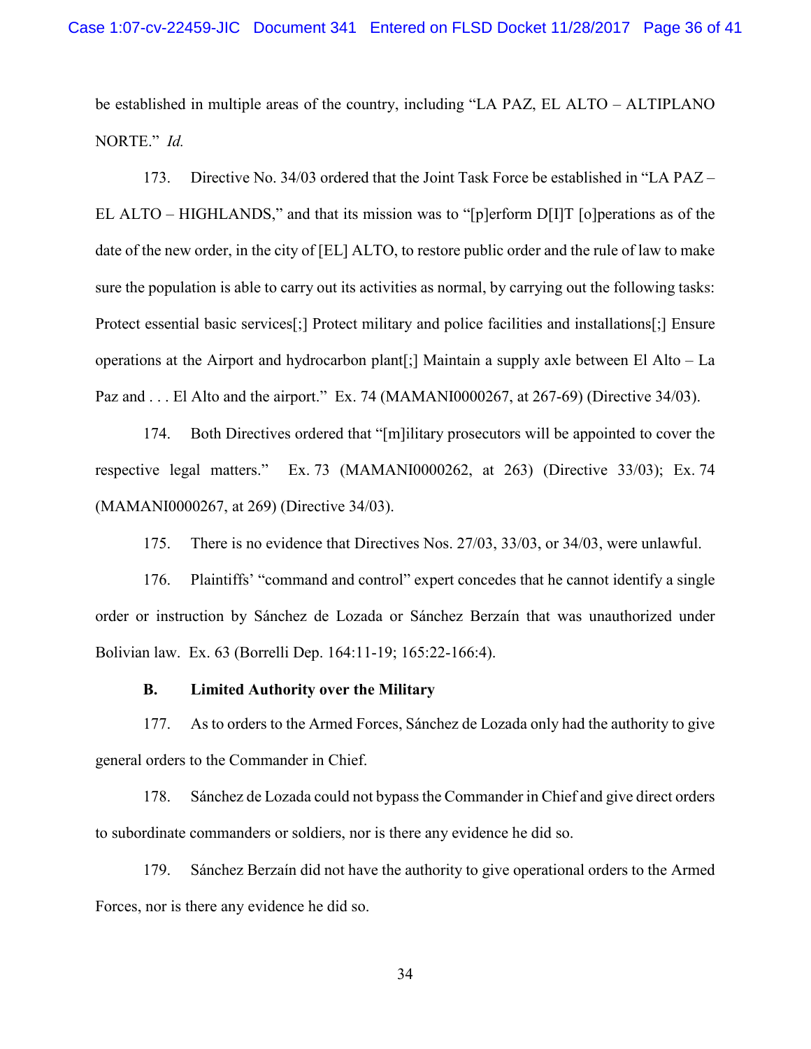be established in multiple areas of the country, including "LA PAZ, EL ALTO – ALTIPLANO NORTE." *Id.*

173. Directive No. 34/03 ordered that the Joint Task Force be established in "LA PAZ – EL ALTO – HIGHLANDS," and that its mission was to "[p]erform D[I]T [o]perations as of the date of the new order, in the city of [EL] ALTO, to restore public order and the rule of law to make sure the population is able to carry out its activities as normal, by carrying out the following tasks: Protect essential basic services[;] Protect military and police facilities and installations[;] Ensure operations at the Airport and hydrocarbon plant[;] Maintain a supply axle between El Alto – La Paz and . . . El Alto and the airport." Ex. 74 (MAMANI0000267, at 267-69) (Directive 34/03).

174. Both Directives ordered that "[m]ilitary prosecutors will be appointed to cover the respective legal matters." Ex. 73 (MAMANI0000262, at 263) (Directive 33/03); Ex. 74 (MAMANI0000267, at 269) (Directive 34/03).

175. There is no evidence that Directives Nos. 27/03, 33/03, or 34/03, were unlawful.

176. Plaintiffs' "command and control" expert concedes that he cannot identify a single order or instruction by Sánchez de Lozada or Sánchez Berzaín that was unauthorized under Bolivian law. Ex. 63 (Borrelli Dep. 164:11-19; 165:22-166:4).

### B. Limited Authority over the Military

177. As to orders to the Armed Forces, Sánchez de Lozada only had the authority to give general orders to the Commander in Chief.

178. Sánchez de Lozada could not bypass the Commander in Chief and give direct orders to subordinate commanders or soldiers, nor is there any evidence he did so.

179. Sánchez Berzaín did not have the authority to give operational orders to the Armed Forces, nor is there any evidence he did so.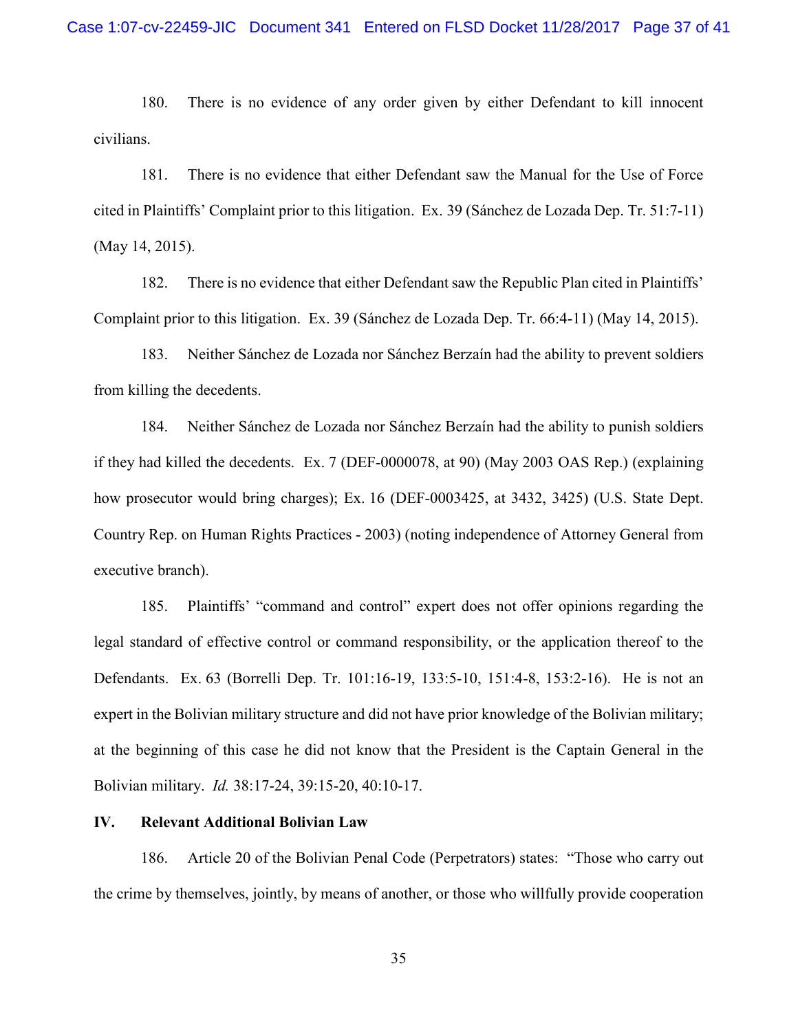180. There is no evidence of any order given by either Defendant to kill innocent civilians.

181. There is no evidence that either Defendant saw the Manual for the Use of Force cited in Plaintiffs' Complaint prior to this litigation. Ex. 39 (Sánchez de Lozada Dep. Tr. 51:7-11) (May 14, 2015).

182. There is no evidence that either Defendant saw the Republic Plan cited in Plaintiffs' Complaint prior to this litigation. Ex. 39 (Sánchez de Lozada Dep. Tr. 66:4-11) (May 14, 2015).

183. Neither Sánchez de Lozada nor Sánchez Berzaín had the ability to prevent soldiers from killing the decedents.

184. Neither Sánchez de Lozada nor Sánchez Berzaín had the ability to punish soldiers if they had killed the decedents. Ex. 7 (DEF-0000078, at 90) (May 2003 OAS Rep.) (explaining how prosecutor would bring charges); Ex. 16 (DEF-0003425, at 3432, 3425) (U.S. State Dept. Country Rep. on Human Rights Practices - 2003) (noting independence of Attorney General from executive branch).

185. Plaintiffs' "command and control" expert does not offer opinions regarding the legal standard of effective control or command responsibility, or the application thereof to the Defendants. Ex. 63 (Borrelli Dep. Tr. 101:16-19, 133:5-10, 151:4-8, 153:2-16). He is not an expert in the Bolivian military structure and did not have prior knowledge of the Bolivian military; at the beginning of this case he did not know that the President is the Captain General in the Bolivian military. *Id.* 38:17-24, 39:15-20, 40:10-17.

## IV. Relevant Additional Bolivian Law

186. Article 20 of the Bolivian Penal Code (Perpetrators) states: "Those who carry out the crime by themselves, jointly, by means of another, or those who willfully provide cooperation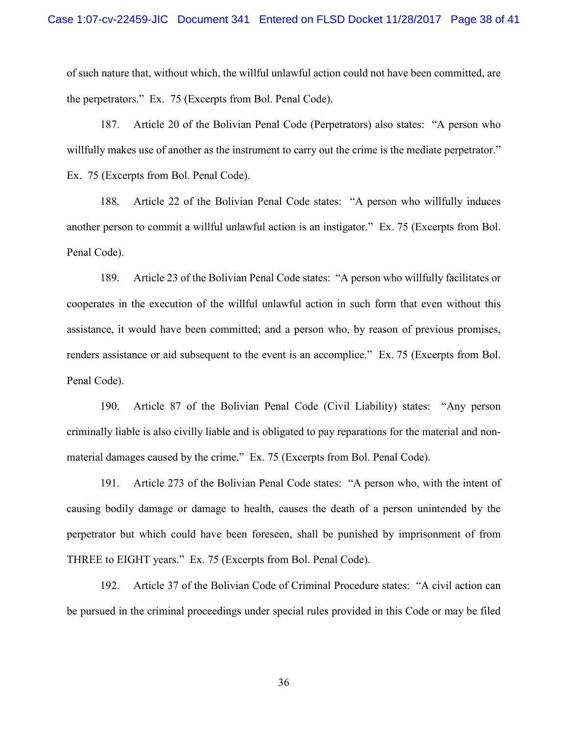of such nature that, without which, the willful unlawful action could not have been committed, are the perpetrators." Ex. 75 (Excerpts from Bol. Penal Code).

187. Article 20 of the Bolivian Penal Code (Perpetrators) also states: "A person who willfully makes use of another as the instrument to carry out the crime is the mediate perpetrator." Ex. 75 (Excerpts from Bol. Penal Code).

188. Article 22 of the Bolivian Penal Code states: "A person who willfully induces another person to commit a willful unlawful action is an instigator." Ex. 75 (Excerpts from Bol. Penal Code).

189. Article 23 of the Bolivian Penal Code states: "A person who willfully facilitates or cooperates in the execution of the willful unlawful action in such form that even without this assistance, it would have been committed; and a person who, by reason of previous promises, renders assistance or aid subsequent to the event is an accomplice." Ex. 75 (Excerpts from Bol. Penal Code).

190. Article 87 of the Bolivian Penal Code (Civil Liability) states: "Any person criminally liable is also civilly liable and is obligated to pay reparations for the material and non-material damages caused by the crime." Ex. 75 (Excerpts from Bol. Penal Code).

191. Article 273 of the Bolivian Penal Code states: "A person who, with the intent of causing bodily damage or damage to health, causes the death of a person unintended by the perpetrator but which could have been foreseen, shall be punished by imprisonment of from THREE to EIGHT years." Ex. 75 (Excerpts from Bol. Penal Code).

192. Article 37 of the Bolivian Code of Criminal Procedure states: "A civil action can be pursued in the criminal proceedings under special rules provided in this Code or may be filed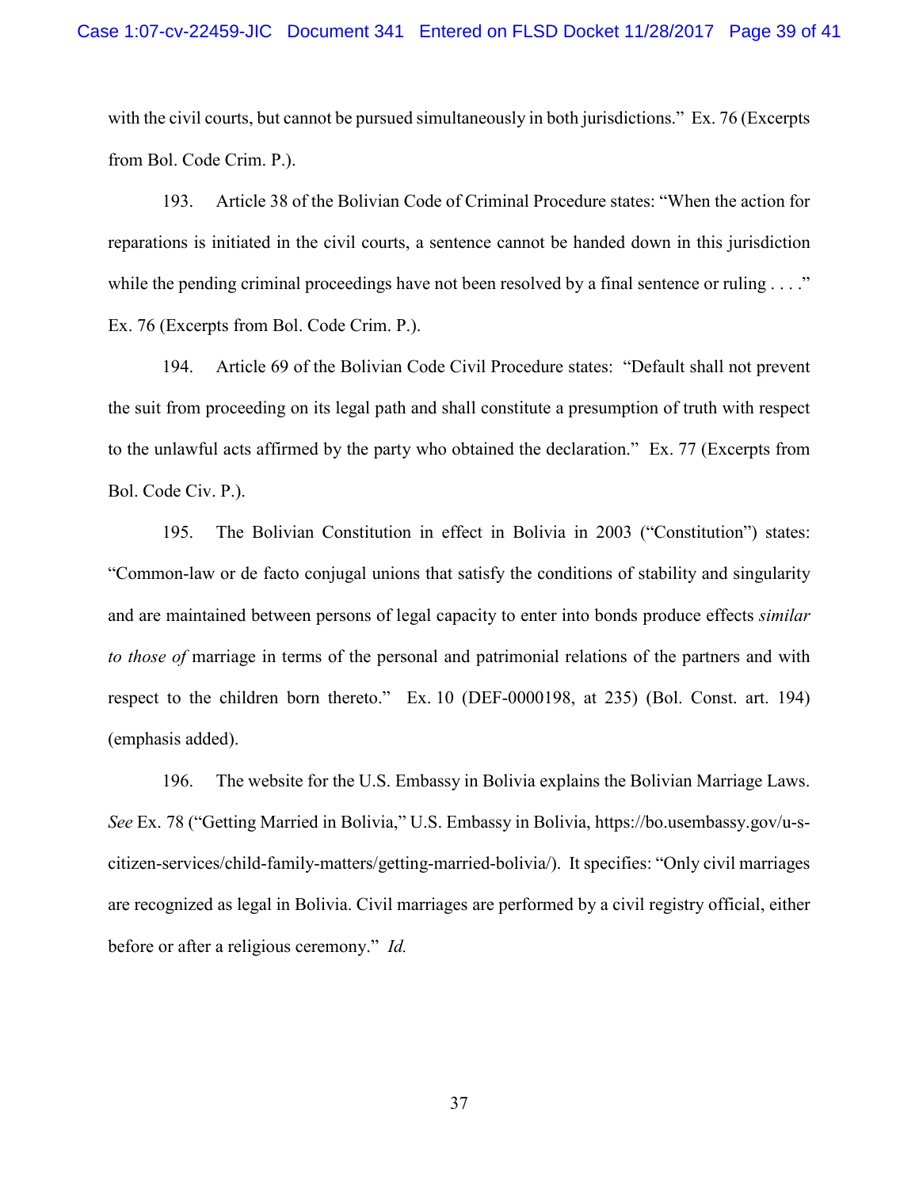with the civil courts, but cannot be pursued simultaneously in both jurisdictions." Ex. 76 (Excerpts from Bol. Code Crim. P.).

193. Article 38 of the Bolivian Code of Criminal Procedure states: "When the action for reparations is initiated in the civil courts, a sentence cannot be handed down in this jurisdiction while the pending criminal proceedings have not been resolved by a final sentence or ruling . . . ." Ex. 76 (Excerpts from Bol. Code Crim. P.).

194. Article 69 of the Bolivian Code Civil Procedure states: "Default shall not prevent the suit from proceeding on its legal path and shall constitute a presumption of truth with respect to the unlawful acts affirmed by the party who obtained the declaration." Ex. 77 (Excerpts from Bol. Code Civ. P.).

195. The Bolivian Constitution in effect in Bolivia in 2003 ("Constitution") states: "Common-law or de facto conjugal unions that satisfy the conditions of stability and singularity and are maintained between persons of legal capacity to enter into bonds produce effects *similar to those of* marriage in terms of the personal and patrimonial relations of the partners and with respect to the children born thereto." Ex. 10 (DEF-0000198, at 235) (Bol. Const. art. 194) (emphasis added).

196. The website for the U.S. Embassy in Bolivia explains the Bolivian Marriage Laws. *See* Ex. 78 ("Getting Married in Bolivia," U.S. Embassy in Bolivia, https://bo.usembassy.gov/u-s-citizen-services/child-family-matters/getting-married-bolivia/). It specifies: "Only civil marriages are recognized as legal in Bolivia. Civil marriages are performed by a civil registry official, either before or after a religious ceremony." *Id.*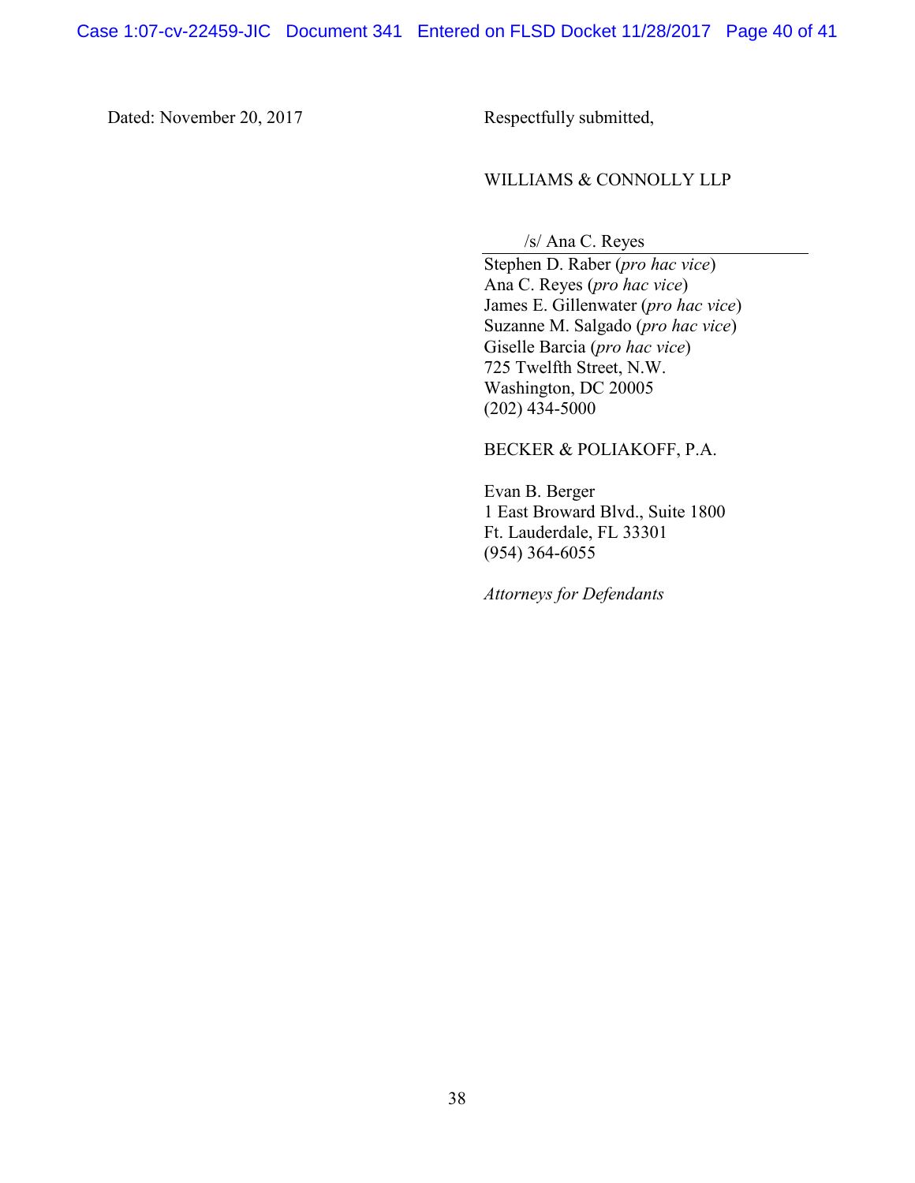Dated: November 20, 2017

Respectfully submitted,

WILLIAMS & CONNOLLY LLP

/s/ Ana C. Reyes

Stephen D. Raber (*pro hac vice*)
Ana C. Reyes (*pro hac vice*)
James E. Gillenwater (*pro hac vice*)
Suzanne M. Salgado (*pro hac vice*)
Giselle Barcia (*pro hac vice*)
725 Twelfth Street, N.W.
Washington, DC 20005
(202) 434-5000

BECKER & POLIAKOFF, P.A.

Evan B. Berger
1 East Broward Blvd., Suite 1800
Ft. Lauderdale, FL 33301
(954) 364-6055

*Attorneys for Defendants*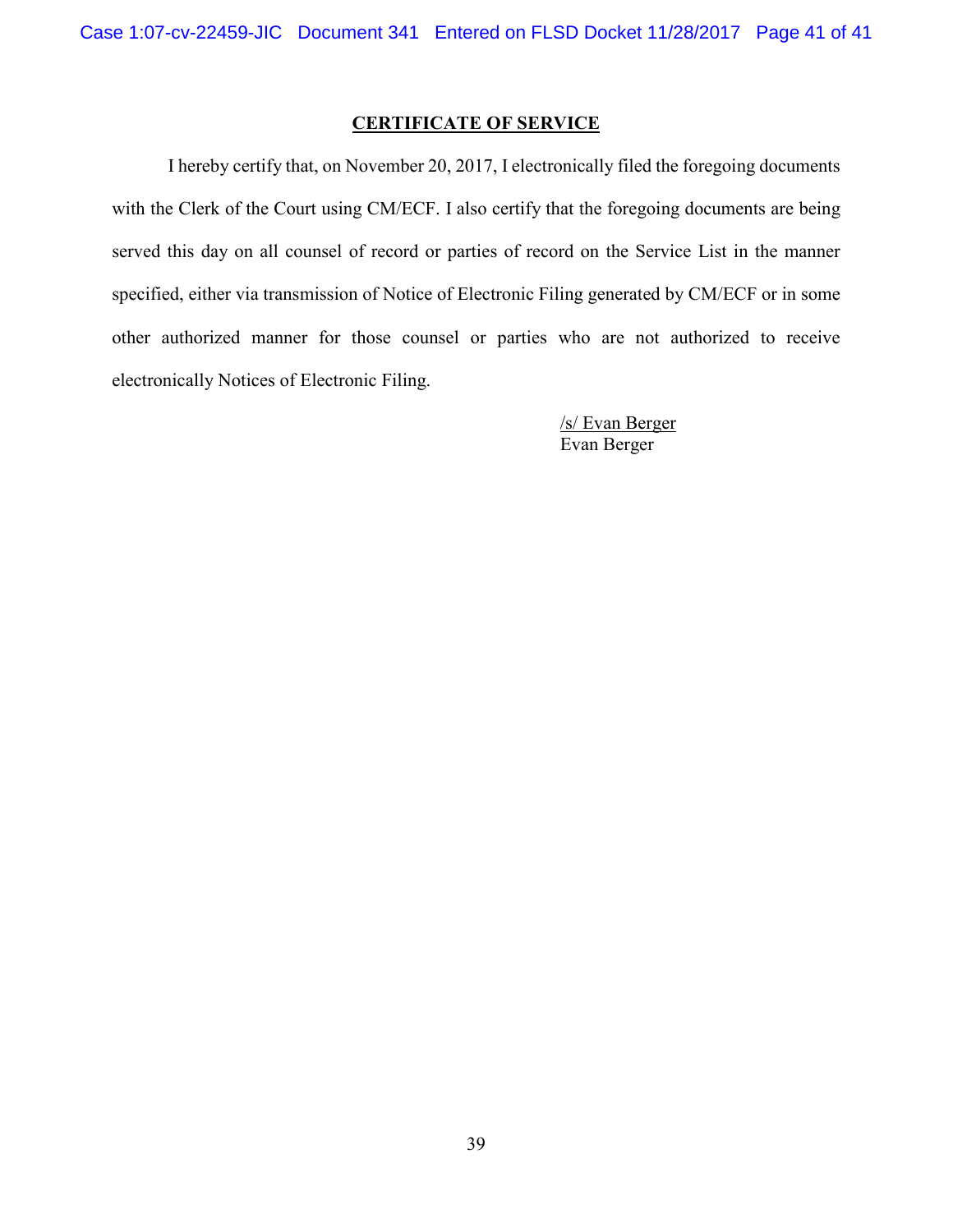## CERTIFICATE OF SERVICE

I hereby certify that, on November 20, 2017, I electronically filed the foregoing documents with the Clerk of the Court using CM/ECF. I also certify that the foregoing documents are being served this day on all counsel of record or parties of record on the Service List in the manner specified, either via transmission of Notice of Electronic Filing generated by CM/ECF or in some other authorized manner for those counsel or parties who are not authorized to receive electronically Notices of Electronic Filing.

/s/ Evan Berger
Evan Berger